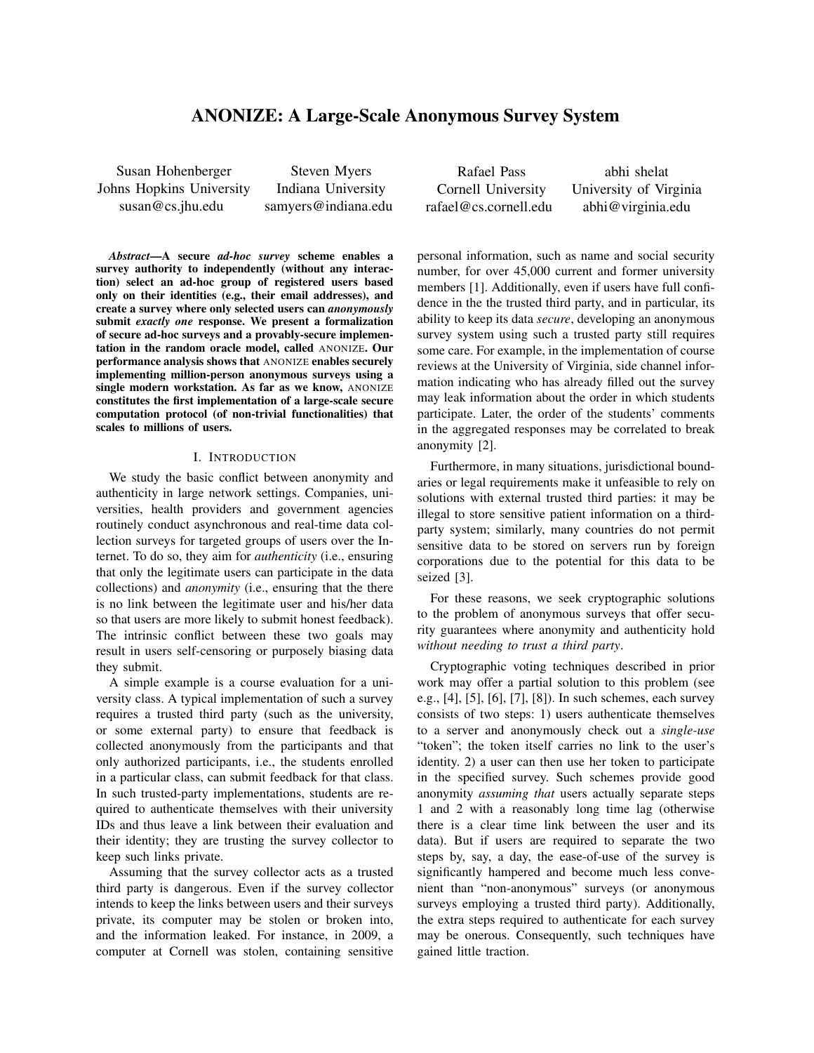# ANONIZE: A Large-Scale Anonymous Survey System

Susan Hohenberger
Johns Hopkins University
susan@cs.jhu.edu

Steven Myers
Indiana University
samyers@indiana.edu

Rafael Pass
Cornell University
rafael@cs.cornell.edu

abhi shelat
University of Virginia
abhi@virginia.edu

***Abstract*—A secure *ad-hoc survey* scheme enables a survey authority to independently (without any interaction) select an ad-hoc group of registered users based only on their identities (e.g., their email addresses), and create a survey where only selected users can *anonymously* submit *exactly one* response. We present a formalization of secure ad-hoc surveys and a provably-secure implementation in the random oracle model, called ANONIZE. Our performance analysis shows that ANONIZE enables securely implementing million-person anonymous surveys using a single modern workstation. As far as we know, ANONIZE constitutes the first implementation of a large-scale secure computation protocol (of non-trivial functionalities) that scales to millions of users.**

## I. Introduction

We study the basic conflict between anonymity and authenticity in large network settings. Companies, universities, health providers and government agencies routinely conduct asynchronous and real-time data collection surveys for targeted groups of users over the Internet. To do so, they aim for *authenticity* (i.e., ensuring that only the legitimate users can participate in the data collections) and *anonymity* (i.e., ensuring that the there is no link between the legitimate user and his/her data so that users are more likely to submit honest feedback). The intrinsic conflict between these two goals may result in users self-censoring or purposely biasing data they submit.

A simple example is a course evaluation for a university class. A typical implementation of such a survey requires a trusted third party (such as the university, or some external party) to ensure that feedback is collected anonymously from the participants and that only authorized participants, i.e., the students enrolled in a particular class, can submit feedback for that class. In such trusted-party implementations, students are required to authenticate themselves with their university IDs and thus leave a link between their evaluation and their identity; they are trusting the survey collector to keep such links private.

Assuming that the survey collector acts as a trusted third party is dangerous. Even if the survey collector intends to keep the links between users and their surveys private, its computer may be stolen or broken into, and the information leaked. For instance, in 2009, a computer at Cornell was stolen, containing sensitive personal information, such as name and social security number, for over 45,000 current and former university members [1]. Additionally, even if users have full confidence in the the trusted third party, and in particular, its ability to keep its data *secure*, developing an anonymous survey system using such a trusted party still requires some care. For example, in the implementation of course reviews at the University of Virginia, side channel information indicating who has already filled out the survey may leak information about the order in which students participate. Later, the order of the students' comments in the aggregated responses may be correlated to break anonymity [2].

Furthermore, in many situations, jurisdictional boundaries or legal requirements make it unfeasible to rely on solutions with external trusted third parties: it may be illegal to store sensitive patient information on a third-party system; similarly, many countries do not permit sensitive data to be stored on servers run by foreign corporations due to the potential for this data to be seized [3].

For these reasons, we seek cryptographic solutions to the problem of anonymous surveys that offer security guarantees where anonymity and authenticity hold *without needing to trust a third party*.

Cryptographic voting techniques described in prior work may offer a partial solution to this problem (see e.g., [4], [5], [6], [7], [8]). In such schemes, each survey consists of two steps: 1) users authenticate themselves to a server and anonymously check out a *single-use* "token"; the token itself carries no link to the user's identity. 2) a user can then use her token to participate in the specified survey. Such schemes provide good anonymity *assuming that* users actually separate steps 1 and 2 with a reasonably long time lag (otherwise there is a clear time link between the user and its data). But if users are required to separate the two steps by, say, a day, the ease-of-use of the survey is significantly hampered and become much less convenient than "non-anonymous" surveys (or anonymous surveys employing a trusted third party). Additionally, the extra steps required to authenticate for each survey may be onerous. Consequently, such techniques have gained little traction.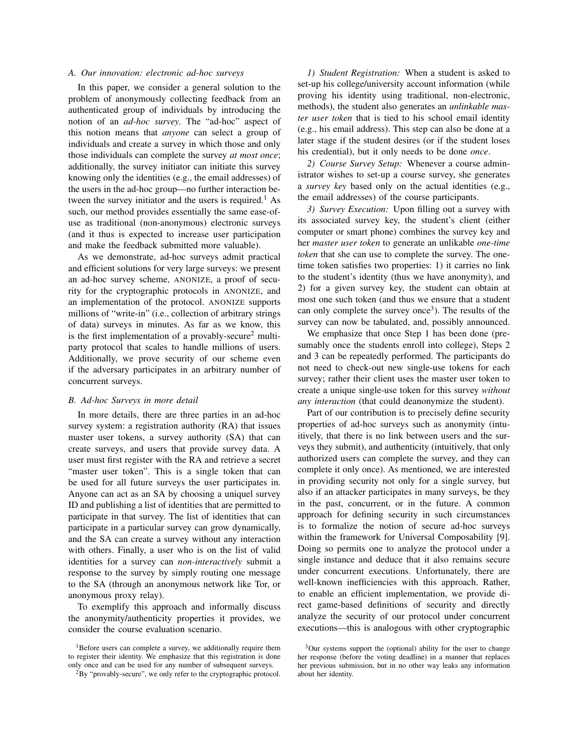### A. Our innovation: electronic ad-hoc surveys

In this paper, we consider a general solution to the problem of anonymously collecting feedback from an authenticated group of individuals by introducing the notion of an *ad-hoc survey*. The "ad-hoc" aspect of this notion means that *anyone* can select a group of individuals and create a survey in which those and only those individuals can complete the survey *at most once*; additionally, the survey initiator can initiate this survey knowing only the identities (e.g., the email addresses) of the users in the ad-hoc group—no further interaction between the survey initiator and the users is required.[1] As such, our method provides essentially the same ease-of-use as traditional (non-anonymous) electronic surveys (and it thus is expected to increase user participation and make the feedback submitted more valuable).

As we demonstrate, ad-hoc surveys admit practical and efficient solutions for very large surveys: we present an ad-hoc survey scheme, ANONIZE, a proof of security for the cryptographic protocols in ANONIZE, and an implementation of the protocol. ANONIZE supports millions of "write-in" (i.e., collection of arbitrary strings of data) surveys in minutes. As far as we know, this is the first implementation of a provably-secure[2] multiparty protocol that scales to handle millions of users. Additionally, we prove security of our scheme even if the adversary participates in an arbitrary number of concurrent surveys.

### B. Ad-hoc Surveys in more detail

In more details, there are three parties in an ad-hoc survey system: a registration authority (RA) that issues master user tokens, a survey authority (SA) that can create surveys, and users that provide survey data. A user must first register with the RA and retrieve a secret "master user token". This is a single token that can be used for all future surveys the user participates in. Anyone can act as an SA by choosing a uniquel survey ID and publishing a list of identities that are permitted to participate in that survey. The list of identities that can participate in a particular survey can grow dynamically, and the SA can create a survey without any interaction with others. Finally, a user who is on the list of valid identities for a survey can *non-interactively* submit a response to the survey by simply routing one message to the SA (through an anonymous network like Tor, or anonymous proxy relay).

To exemplify this approach and informally discuss the anonymity/authenticity properties it provides, we consider the course evaluation scenario.

*1) Student Registration:* When a student is asked to set-up his college/university account information (while proving his identity using traditional, non-electronic, methods), the student also generates an *unlinkable master user token* that is tied to his school email identity (e.g., his email address). This step can also be done at a later stage if the student desires (or if the student loses his credential), but it only needs to be done *once*.

*2) Course Survey Setup:* Whenever a course administrator wishes to set-up a course survey, she generates a *survey key* based only on the actual identities (e.g., the email addresses) of the course participants.

*3) Survey Execution:* Upon filling out a survey with its associated survey key, the student's client (either computer or smart phone) combines the survey key and her *master user token* to generate an unlikable *one-time token* that she can use to complete the survey. The one-time token satisfies two properties: 1) it carries no link to the student's identity (thus we have anonymity), and 2) for a given survey key, the student can obtain at most one such token (and thus we ensure that a student can only complete the survey once[3]). The results of the survey can now be tabulated, and, possibly announced.

We emphasize that once Step 1 has been done (presumably once the students enroll into college), Steps 2 and 3 can be repeatedly performed. The participants do not need to check-out new single-use tokens for each survey; rather their client uses the master user token to create a unique single-use token for this survey *without any interaction* (that could deanonymize the student).

Part of our contribution is to precisely define security properties of ad-hoc surveys such as anonymity (intuitively, that there is no link between users and the surveys they submit), and authenticity (intuitively, that only authorized users can complete the survey, and they can complete it only once). As mentioned, we are interested in providing security not only for a single survey, but also if an attacker participates in many surveys, be they in the past, concurrent, or in the future. A common approach for defining security in such circumstances is to formalize the notion of secure ad-hoc surveys within the framework for Universal Composability [9]. Doing so permits one to analyze the protocol under a single instance and deduce that it also remains secure under concurrent executions. Unfortunately, there are well-known inefficiencies with this approach. Rather, to enable an efficient implementation, we provide direct game-based definitions of security and directly analyze the security of our protocol under concurrent executions—this is analogous with other cryptographic

[1] Before users can complete a survey, we additionally require them to register their identity. We emphasize that this registration is done only once and can be used for any number of subsequent surveys.

[2] By "provably-secure", we only refer to the cryptographic protocol.

[3] Our systems support the (optional) ability for the user to change her response (before the voting deadline) in a manner that replaces her previous submission, but in no other way leaks any information about her identity.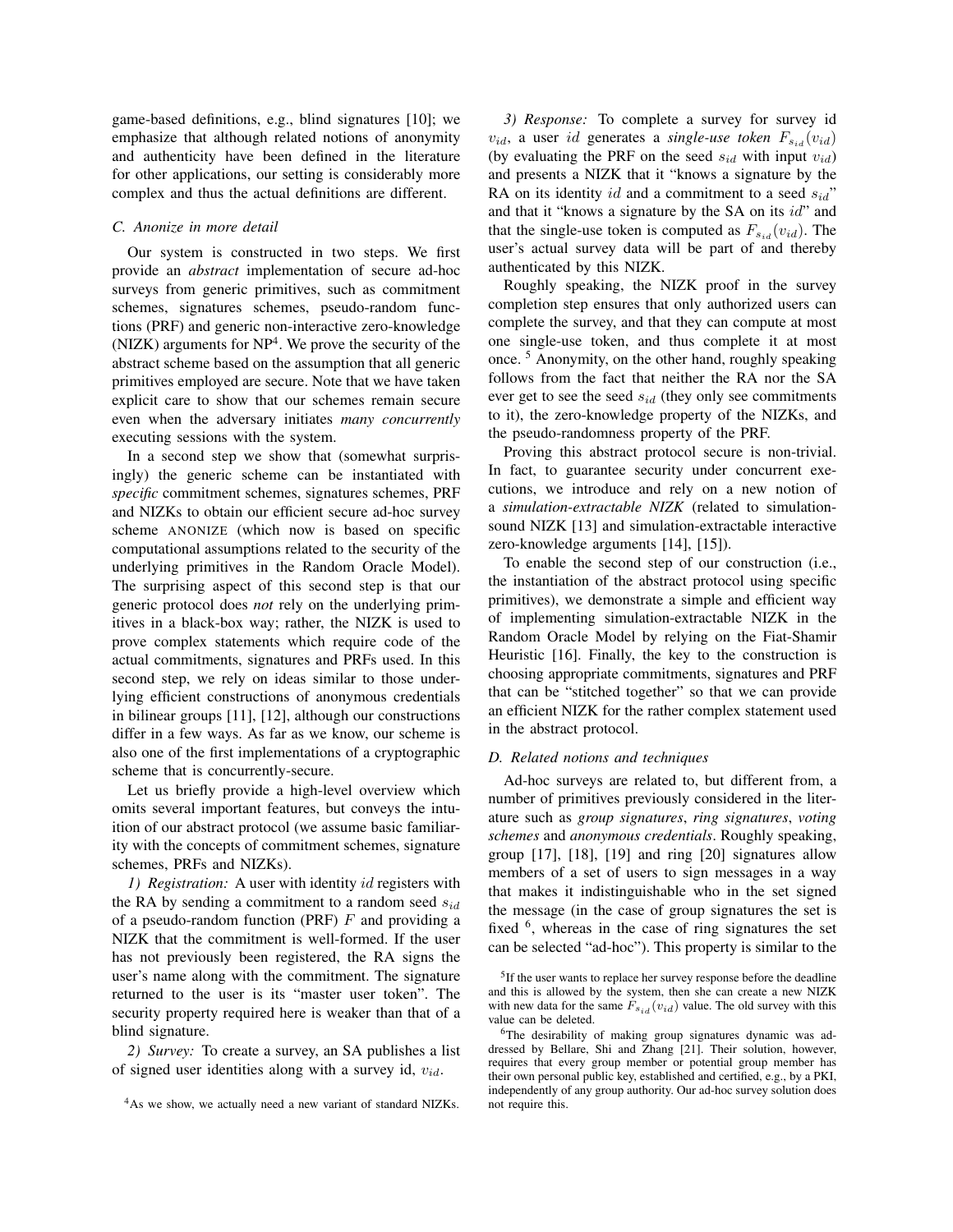game-based definitions, e.g., blind signatures [10]; we emphasize that although related notions of anonymity and authenticity have been defined in the literature for other applications, our setting is considerably more complex and thus the actual definitions are different.

### C. Anonize in more detail

Our system is constructed in two steps. We first provide an *abstract* implementation of secure ad-hoc surveys from generic primitives, such as commitment schemes, signatures schemes, pseudo-random functions (PRF) and generic non-interactive zero-knowledge (NIZK) arguments for NP[4]. We prove the security of the abstract scheme based on the assumption that all generic primitives employed are secure. Note that we have taken explicit care to show that our schemes remain secure even when the adversary initiates *many concurrently* executing sessions with the system.

In a second step we show that (somewhat surprisingly) the generic scheme can be instantiated with *specific* commitment schemes, signatures schemes, PRF and NIZKs to obtain our efficient secure ad-hoc survey scheme ANONIZE (which now is based on specific computational assumptions related to the security of the underlying primitives in the Random Oracle Model). The surprising aspect of this second step is that our generic protocol does *not* rely on the underlying primitives in a black-box way; rather, the NIZK is used to prove complex statements which require code of the actual commitments, signatures and PRFs used. In this second step, we rely on ideas similar to those underlying efficient constructions of anonymous credentials in bilinear groups [11], [12], although our constructions differ in a few ways. As far as we know, our scheme is also one of the first implementations of a cryptographic scheme that is concurrently-secure.

Let us briefly provide a high-level overview which omits several important features, but conveys the intuition of our abstract protocol (we assume basic familiarity with the concepts of commitment schemes, signature schemes, PRFs and NIZKs).

*1) Registration:* A user with identity $id$ registers with the RA by sending a commitment to a random seed $s_{id}$ of a pseudo-random function (PRF) $F$ and providing a NIZK that the commitment is well-formed. If the user has not previously been registered, the RA signs the user's name along with the commitment. The signature returned to the user is its "master user token". The security property required here is weaker than that of a blind signature.

*2) Survey:* To create a survey, an SA publishes a list of signed user identities along with a survey id, $v_{id}$.

*3) Response:* To complete a survey for survey id $v_{id}$, a user $id$ generates a *single-use token* $F_{s_{id}}(v_{id})$ (by evaluating the PRF on the seed $s_{id}$ with input $v_{id}$) and presents a NIZK that it "knows a signature by the RA on its identity $id$ and a commitment to a seed $s_{id}$" and that it "knows a signature by the SA on its $id$" and that the single-use token is computed as $F_{s_{id}}(v_{id})$. The user's actual survey data will be part of and thereby authenticated by this NIZK.

Roughly speaking, the NIZK proof in the survey completion step ensures that only authorized users can complete the survey, and that they can compute at most one single-use token, and thus complete it at most once. [5] Anonymity, on the other hand, roughly speaking follows from the fact that neither the RA nor the SA ever get to see the seed $s_{id}$ (they only see commitments to it), the zero-knowledge property of the NIZKs, and the pseudo-randomness property of the PRF.

Proving this abstract protocol secure is non-trivial. In fact, to guarantee security under concurrent executions, we introduce and rely on a new notion of a *simulation-extractable NIZK* (related to simulation-sound NIZK [13] and simulation-extractable interactive zero-knowledge arguments [14], [15]).

To enable the second step of our construction (i.e., the instantiation of the abstract protocol using specific primitives), we demonstrate a simple and efficient way of implementing simulation-extractable NIZK in the Random Oracle Model by relying on the Fiat-Shamir Heuristic [16]. Finally, the key to the construction is choosing appropriate commitments, signatures and PRF that can be "stitched together" so that we can provide an efficient NIZK for the rather complex statement used in the abstract protocol.

### D. Related notions and techniques

Ad-hoc surveys are related to, but different from, a number of primitives previously considered in the literature such as *group signatures*, *ring signatures*, *voting schemes* and *anonymous credentials*. Roughly speaking, group [17], [18], [19] and ring [20] signatures allow members of a set of users to sign messages in a way that makes it indistinguishable who in the set signed the message (in the case of group signatures the set is fixed [6], whereas in the case of ring signatures the set can be selected "ad-hoc"). This property is similar to the

[4]As we show, we actually need a new variant of standard NIZKs.

[5]If the user wants to replace her survey response before the deadline and this is allowed by the system, then she can create a new NIZK with new data for the same $F_{s_{id}}(v_{id})$ value. The old survey with this value can be deleted.

[6]The desirability of making group signatures dynamic was addressed by Bellare, Shi and Zhang [21]. Their solution, however, requires that every group member or potential group member has their own personal public key, established and certified, e.g., by a PKI, independently of any group authority. Our ad-hoc survey solution does not require this.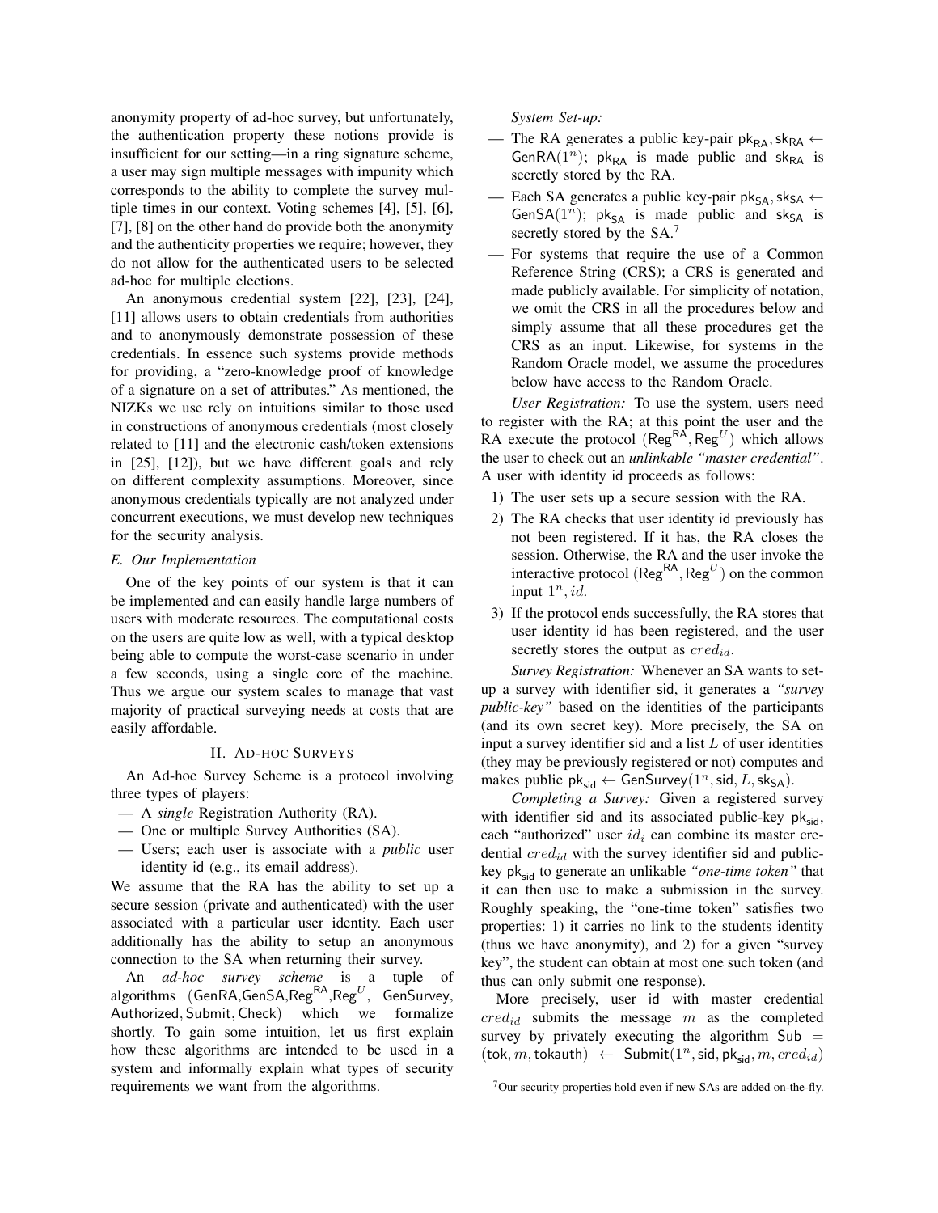anonymity property of ad-hoc survey, but unfortunately, the authentication property these notions provide is insufficient for our setting—in a ring signature scheme, a user may sign multiple messages with impunity which corresponds to the ability to complete the survey multiple times in our context. Voting schemes [4], [5], [6], [7], [8] on the other hand do provide both the anonymity and the authenticity properties we require; however, they do not allow for the authenticated users to be selected ad-hoc for multiple elections.

An anonymous credential system [22], [23], [24], [11] allows users to obtain credentials from authorities and to anonymously demonstrate possession of these credentials. In essence such systems provide methods for providing, a "zero-knowledge proof of knowledge of a signature on a set of attributes." As mentioned, the NIZKs we use rely on intuitions similar to those used in constructions of anonymous credentials (most closely related to [11] and the electronic cash/token extensions in [25], [12]), but we have different goals and rely on different complexity assumptions. Moreover, since anonymous credentials typically are not analyzed under concurrent executions, we must develop new techniques for the security analysis.

### E. Our Implementation

One of the key points of our system is that it can be implemented and can easily handle large numbers of users with moderate resources. The computational costs on the users are quite low as well, with a typical desktop being able to compute the worst-case scenario in under a few seconds, using a single core of the machine. Thus we argue our system scales to manage that vast majority of practical surveying needs at costs that are easily affordable.

## II. Ad-hoc Surveys

An Ad-hoc Survey Scheme is a protocol involving three types of players:

- A *single* Registration Authority (RA).
- One or multiple Survey Authorities (SA).
- Users; each user is associate with a *public* user identity id (e.g., its email address).

We assume that the RA has the ability to set up a secure session (private and authenticated) with the user associated with a particular user identity. Each user additionally has the ability to setup an anonymous connection to the SA when returning their survey.

An *ad-hoc survey scheme* is a tuple of algorithms $(\mathsf{GenRA}, \mathsf{GenSA}, \mathsf{Reg}^{\mathsf{RA}}, \mathsf{Reg}^{U}, \mathsf{GenSurvey}, \mathsf{Authorized}, \mathsf{Submit}, \mathsf{Check})$ which we formalize shortly. To gain some intuition, let us first explain how these algorithms are intended to be used in a system and informally explain what types of security requirements we want from the algorithms.

*System Set-up:*

- The RA generates a public key-pair $\mathsf{pk}_{\mathsf{RA}}, \mathsf{sk}_{\mathsf{RA}} \leftarrow \mathsf{GenRA}(1^n)$; $\mathsf{pk}_{\mathsf{RA}}$ is made public and $\mathsf{sk}_{\mathsf{RA}}$ is secretly stored by the RA.
- Each SA generates a public key-pair $\mathsf{pk}_{\mathsf{SA}}, \mathsf{sk}_{\mathsf{SA}} \leftarrow \mathsf{GenSA}(1^n)$; $\mathsf{pk}_{\mathsf{SA}}$ is made public and $\mathsf{sk}_{\mathsf{SA}}$ is secretly stored by the SA.[7]
- For systems that require the use of a Common Reference String (CRS); a CRS is generated and made publicly available. For simplicity of notation, we omit the CRS in all the procedures below and simply assume that all these procedures get the CRS as an input. Likewise, for systems in the Random Oracle model, we assume the procedures below have access to the Random Oracle.

*User Registration:* To use the system, users need to register with the RA; at this point the user and the RA execute the protocol $(\mathsf{Reg}^{\mathsf{RA}}, \mathsf{Reg}^{U})$ which allows the user to check out an *unlinkable "master credential"*. A user with identity id proceeds as follows:

1) The user sets up a secure session with the RA.
2) The RA checks that user identity id previously has not been registered. If it has, the RA closes the session. Otherwise, the RA and the user invoke the interactive protocol $(\mathsf{Reg}^{\mathsf{RA}}, \mathsf{Reg}^{U})$ on the common input $1^n, id$.
3) If the protocol ends successfully, the RA stores that user identity id has been registered, and the user secretly stores the output as $cred_{id}$.

*Survey Registration:* Whenever an SA wants to set-up a survey with identifier sid, it generates a *"survey public-key"* based on the identities of the participants (and its own secret key). More precisely, the SA on input a survey identifier sid and a list $L$ of user identities (they may be previously registered or not) computes and makes public $\mathsf{pk}_{\mathsf{sid}} \leftarrow \mathsf{GenSurvey}(1^n, \mathsf{sid}, L, \mathsf{sk}_{\mathsf{SA}})$.

*Completing a Survey:* Given a registered survey with identifier sid and its associated public-key $\mathsf{pk}_{\mathsf{sid}}$, each "authorized" user $id_i$ can combine its master credential $cred_{id}$ with the survey identifier sid and public-key $\mathsf{pk}_{\mathsf{sid}}$ to generate an unlikable *"one-time token"* that it can then use to make a submission in the survey. Roughly speaking, the "one-time token" satisfies two properties: 1) it carries no link to the students identity (thus we have anonymity), and 2) for a given "survey key", the student can obtain at most one such token (and thus can only submit one response).

More precisely, user id with master credential $cred_{id}$ submits the message $m$ as the completed survey by privately executing the algorithm $\mathsf{Sub} = (\mathsf{tok}, m, \mathsf{tokauth}) \leftarrow \mathsf{Submit}(1^n, \mathsf{sid}, \mathsf{pk}_{\mathsf{sid}}, m, cred_{id})$

[7] Our security properties hold even if new SAs are added on-the-fly.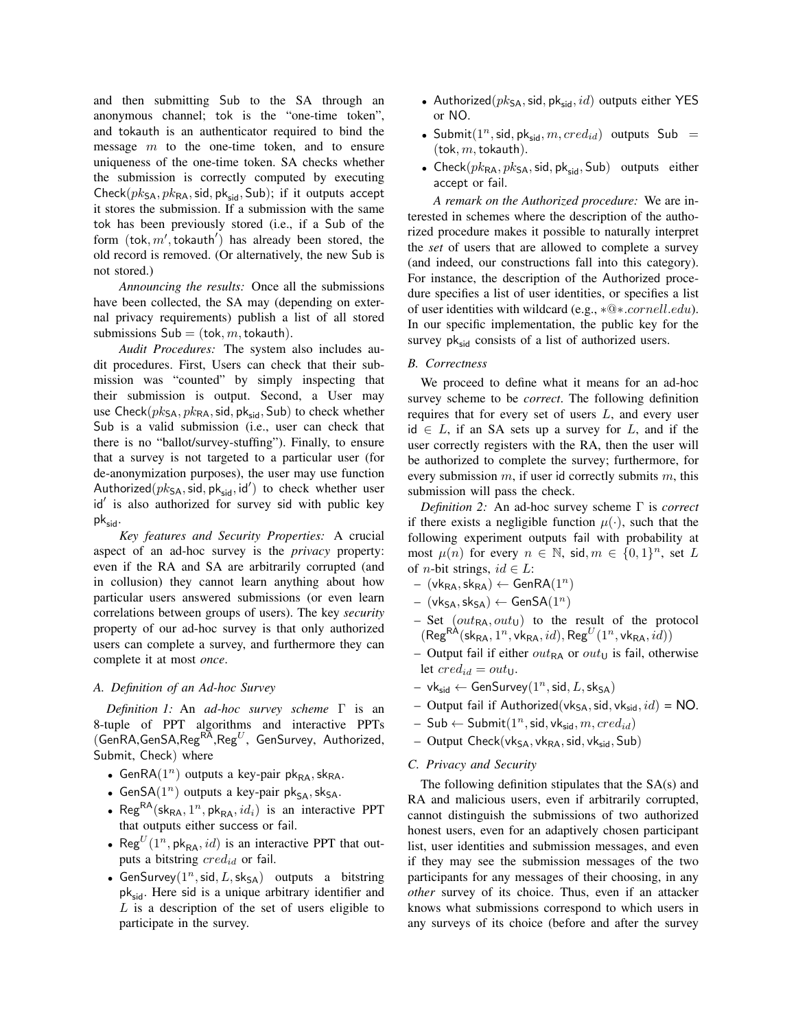and then submitting Sub to the SA through an anonymous channel; tok is the "one-time token", and tokauth is an authenticator required to bind the message $m$ to the one-time token, and to ensure uniqueness of the one-time token. SA checks whether the submission is correctly computed by executing $\mathsf{Check}(pk_{\mathsf{SA}}, pk_{\mathsf{RA}}, \mathsf{sid}, \mathsf{pk}_{\mathsf{sid}}, \mathsf{Sub})$; if it outputs accept it stores the submission. If a submission with the same tok has been previously stored (i.e., if a Sub of the form $(\mathsf{tok}, m', \mathsf{tokauth}')$ has already been stored, the old record is removed. (Or alternatively, the new Sub is not stored.)

*Announcing the results:* Once all the submissions have been collected, the SA may (depending on external privacy requirements) publish a list of all stored submissions $\mathsf{Sub} = (\mathsf{tok}, m, \mathsf{tokauth})$.

*Audit Procedures:* The system also includes audit procedures. First, Users can check that their submission was "counted" by simply inspecting that their submission is output. Second, a User may use $\mathsf{Check}(pk_{\mathsf{SA}}, pk_{\mathsf{RA}}, \mathsf{sid}, \mathsf{pk}_{\mathsf{sid}}, \mathsf{Sub})$ to check whether Sub is a valid submission (i.e., user can check that there is no "ballot/survey-stuffing"). Finally, to ensure that a survey is not targeted to a particular user (for de-anonymization purposes), the user may use function $\mathsf{Authorized}(pk_{\mathsf{SA}}, \mathsf{sid}, \mathsf{pk}_{\mathsf{sid}}, \mathsf{id}')$ to check whether user $\mathsf{id}'$ is also authorized for survey sid with public key $\mathsf{pk}_{\mathsf{sid}}$.

*Key features and Security Properties:* A crucial aspect of an ad-hoc survey is the *privacy* property: even if the RA and SA are arbitrarily corrupted (and in collusion) they cannot learn anything about how particular users answered submissions (or even learn correlations between groups of users). The key *security* property of our ad-hoc survey is that only authorized users can complete a survey, and furthermore they can complete it at most *once*.

### A. Definition of an Ad-hoc Survey

*Definition 1:* An *ad-hoc survey scheme* $\Gamma$ is an 8-tuple of PPT algorithms and interactive PPTs ($\mathsf{GenRA}$, $\mathsf{GenSA}$, $\mathsf{Reg}^{\mathsf{RA}}$, $\mathsf{Reg}^{U}$, $\mathsf{GenSurvey}$, $\mathsf{Authorized}$, $\mathsf{Submit}$, $\mathsf{Check}$) where

- $\mathsf{GenRA}(1^n)$ outputs a key-pair $\mathsf{pk}_{\mathsf{RA}}, \mathsf{sk}_{\mathsf{RA}}$.
- $\mathsf{GenSA}(1^n)$ outputs a key-pair $\mathsf{pk}_{\mathsf{SA}}, \mathsf{sk}_{\mathsf{SA}}$.
- $\mathsf{Reg}^{\mathsf{RA}}(\mathsf{sk}_{\mathsf{RA}}, 1^n, \mathsf{pk}_{\mathsf{RA}}, id_i)$ is an interactive PPT that outputs either success or fail.
- $\mathsf{Reg}^{U}(1^n, \mathsf{pk}_{\mathsf{RA}}, id)$ is an interactive PPT that outputs a bitstring $cred_{id}$ or fail.
- $\mathsf{GenSurvey}(1^n, \mathsf{sid}, L, \mathsf{sk}_{\mathsf{SA}})$ outputs a bitstring $\mathsf{pk}_{\mathsf{sid}}$. Here sid is a unique arbitrary identifier and $L$ is a description of the set of users eligible to participate in the survey.
- $\mathsf{Authorized}(pk_{\mathsf{SA}}, \mathsf{sid}, \mathsf{pk}_{\mathsf{sid}}, id)$ outputs either YES or NO.
- $\mathsf{Submit}(1^n, \mathsf{sid}, \mathsf{pk}_{\mathsf{sid}}, m, cred_{id})$ outputs $\mathsf{Sub} = (\mathsf{tok}, m, \mathsf{tokauth})$.
- $\mathsf{Check}(pk_{\mathsf{RA}}, pk_{\mathsf{SA}}, \mathsf{sid}, \mathsf{pk}_{\mathsf{sid}}, \mathsf{Sub})$ outputs either accept or fail.

*A remark on the Authorized procedure:* We are interested in schemes where the description of the authorized procedure makes it possible to naturally interpret the *set* of users that are allowed to complete a survey (and indeed, our constructions fall into this category). For instance, the description of the Authorized procedure specifies a list of user identities, or specifies a list of user identities with wildcard (e.g., $*@*.cornell.edu$). In our specific implementation, the public key for the survey $\mathsf{pk}_{\mathsf{sid}}$ consists of a list of authorized users.

### B. Correctness

We proceed to define what it means for an ad-hoc survey scheme to be *correct*. The following definition requires that for every set of users $L$, and every user id $\in L$, if an SA sets up a survey for $L$, and if the user correctly registers with the RA, then the user will be authorized to complete the survey; furthermore, for every submission $m$, if user id correctly submits $m$, this submission will pass the check.

*Definition 2:* An ad-hoc survey scheme $\Gamma$ is *correct* if there exists a negligible function $\mu(\cdot)$, such that the following experiment outputs fail with probability at most $\mu(n)$ for every $n \in \mathbb{N}$, $\mathsf{sid}, m \in \{0,1\}^n$, set $L$ of $n$-bit strings, $id \in L$:

- $(\mathsf{vk}_{\mathsf{RA}}, \mathsf{sk}_{\mathsf{RA}}) \leftarrow \mathsf{GenRA}(1^n)$
- $(\mathsf{vk}_{\mathsf{SA}}, \mathsf{sk}_{\mathsf{SA}}) \leftarrow \mathsf{GenSA}(1^n)$
- Set $(out_{\mathsf{RA}}, out_{\mathsf{U}})$ to the result of the protocol $(\mathsf{Reg}^{\mathsf{RA}}(\mathsf{sk}_{\mathsf{RA}}, 1^n, \mathsf{vk}_{\mathsf{RA}}, id), \mathsf{Reg}^{U}(1^n, \mathsf{vk}_{\mathsf{RA}}, id))$
- Output fail if either $out_{\mathsf{RA}}$ or $out_{\mathsf{U}}$ is fail, otherwise let $cred_{id} = out_{\mathsf{U}}$.
- $\mathsf{vk}_{\mathsf{sid}} \leftarrow \mathsf{GenSurvey}(1^n, \mathsf{sid}, L, \mathsf{sk}_{\mathsf{SA}})$
- Output fail if $\mathsf{Authorized}(\mathsf{vk}_{\mathsf{SA}}, \mathsf{sid}, \mathsf{vk}_{\mathsf{sid}}, id)$ = NO.
- $\mathsf{Sub} \leftarrow \mathsf{Submit}(1^n, \mathsf{sid}, \mathsf{vk}_{\mathsf{sid}}, m, cred_{id})$
- Output $\mathsf{Check}(\mathsf{vk}_{\mathsf{SA}}, \mathsf{vk}_{\mathsf{RA}}, \mathsf{sid}, \mathsf{vk}_{\mathsf{sid}}, \mathsf{Sub})$

### C. Privacy and Security

The following definition stipulates that the SA(s) and RA and malicious users, even if arbitrarily corrupted, cannot distinguish the submissions of two authorized honest users, even for an adaptively chosen participant list, user identities and submission messages, and even if they may see the submission messages of the two participants for any messages of their choosing, in any *other* survey of its choice. Thus, even if an attacker knows what submissions correspond to which users in any surveys of its choice (before and after the survey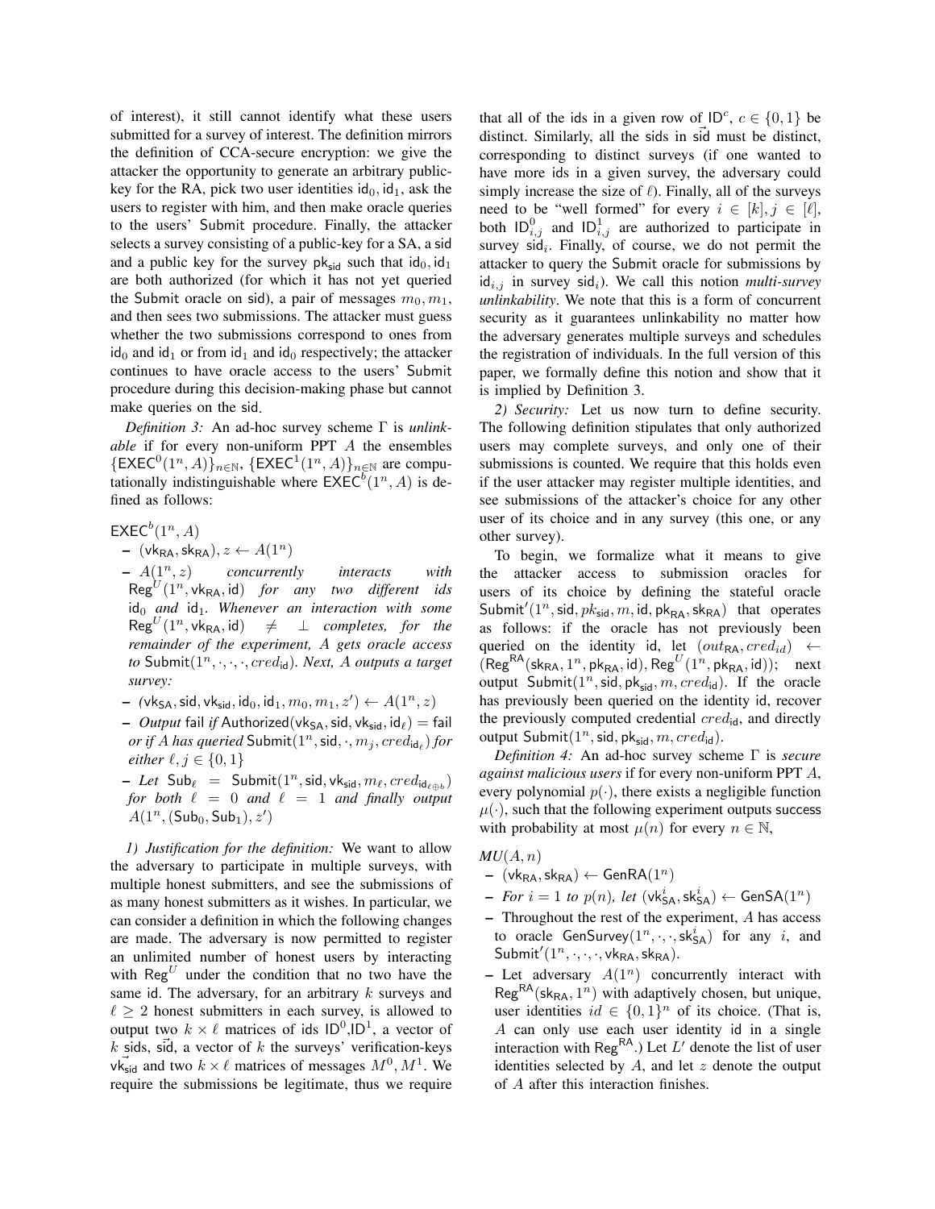of interest), it still cannot identify what these users submitted for a survey of interest. The definition mirrors the definition of CCA-secure encryption: we give the attacker the opportunity to generate an arbitrary public-key for the RA, pick two user identities $\mathsf{id}_0, \mathsf{id}_1$, ask the users to register with him, and then make oracle queries to the users' Submit procedure. Finally, the attacker selects a survey consisting of a public-key for a SA, a sid and a public key for the survey $\mathsf{pk}_{\mathsf{sid}}$ such that $\mathsf{id}_0, \mathsf{id}_1$ are both authorized (for which it has not yet queried the Submit oracle on sid), a pair of messages $m_0, m_1$, and then sees two submissions. The attacker must guess whether the two submissions correspond to ones from $\mathsf{id}_0$ and $\mathsf{id}_1$ or from $\mathsf{id}_1$ and $\mathsf{id}_0$ respectively; the attacker continues to have oracle access to the users' Submit procedure during this decision-making phase but cannot make queries on the sid.

*Definition 3:* An ad-hoc survey scheme $\Gamma$ is *unlinkable* if for every non-uniform PPT $A$ the ensembles $\{\mathsf{EXEC}^0(1^n, A)\}_{n\in\mathbb{N}}$, $\{\mathsf{EXEC}^1(1^n, A)\}_{n\in\mathbb{N}}$ are computationally indistinguishable where $\mathsf{EXEC}^b(1^n, A)$ is defined as follows:

$\mathsf{EXEC}^b(1^n, A)$

- $(\mathsf{vk}_{\mathsf{RA}}, \mathsf{sk}_{\mathsf{RA}}), z \leftarrow A(1^n)$
- *$A(1^n, z)$ concurrently interacts with $\mathsf{Reg}^U(1^n, \mathsf{vk}_{\mathsf{RA}}, \mathsf{id})$ for any two different ids $\mathsf{id}_0$ and $\mathsf{id}_1$. Whenever an interaction with some $\mathsf{Reg}^U(1^n, \mathsf{vk}_{\mathsf{RA}}, \mathsf{id}) \neq \perp$ completes, for the remainder of the experiment, $A$ gets oracle access to $\mathsf{Submit}(1^n, \cdot, \cdot, \cdot, cred_{\mathsf{id}})$. Next, $A$ outputs a target survey:*
- *$(\mathsf{vk}_{\mathsf{SA}}, \mathsf{sid}, \mathsf{vk}_{\mathsf{sid}}, \mathsf{id}_0, \mathsf{id}_1, m_0, m_1, z') \leftarrow A(1^n, z)$*
- *Output* fail *if* $\mathsf{Authorized}(\mathsf{vk}_{\mathsf{SA}}, \mathsf{sid}, \mathsf{vk}_{\mathsf{sid}}, \mathsf{id}_\ell) = \mathsf{fail}$ *or if $A$ has queried* $\mathsf{Submit}(1^n, \mathsf{sid}, \cdot, m_j, cred_{\mathsf{id}_\ell})$ *for either $\ell, j \in \{0, 1\}$*
- *Let $\mathsf{Sub}_\ell = \mathsf{Submit}(1^n, \mathsf{sid}, \mathsf{vk}_{\mathsf{sid}}, m_\ell, cred_{\mathsf{id}_{\ell\oplus b}})$ for both $\ell = 0$ and $\ell = 1$ and finally output $A(1^n, (\mathsf{Sub}_0, \mathsf{Sub}_1), z')$*

*1) Justification for the definition:* We want to allow the adversary to participate in multiple surveys, with multiple honest submitters, and see the submissions of as many honest submitters as it wishes. In particular, we can consider a definition in which the following changes are made. The adversary is now permitted to register an unlimited number of honest users by interacting with $\mathsf{Reg}^U$ under the condition that no two have the same id. The adversary, for an arbitrary $k$ surveys and $\ell \geq 2$ honest submitters in each survey, is allowed to output two $k \times \ell$ matrices of ids $\mathsf{ID}^0$,$\mathsf{ID}^1$, a vector of $k$ sids, $\vec{\mathsf{sid}}$, a vector of $k$ the surveys' verification-keys $\vec{\mathsf{vk}_{\mathsf{sid}}}$ and two $k \times \ell$ matrices of messages $M^0, M^1$. We require the submissions be legitimate, thus we require that all of the ids in a given row of $\mathsf{ID}^c$, $c \in \{0, 1\}$ be distinct. Similarly, all the sids in $\vec{\mathsf{sid}}$ must be distinct, corresponding to distinct surveys (if one wanted to have more ids in a given survey, the adversary could simply increase the size of $\ell$). Finally, all of the surveys need to be "well formed" for every $i \in [k], j \in [\ell]$, both $\mathsf{ID}^0_{i,j}$ and $\mathsf{ID}^1_{i,j}$ are authorized to participate in survey $\mathsf{sid}_i$. Finally, of course, we do not permit the attacker to query the Submit oracle for submissions by $\mathsf{id}_{i,j}$ in survey $\mathsf{sid}_i$). We call this notion *multi-survey unlinkability*. We note that this is a form of concurrent security as it guarantees unlinkability no matter how the adversary generates multiple surveys and schedules the registration of individuals. In the full version of this paper, we formally define this notion and show that it is implied by Definition 3.

*2) Security:* Let us now turn to define security. The following definition stipulates that only authorized users may complete surveys, and only one of their submissions is counted. We require that this holds even if the user attacker may register multiple identities, and see submissions of the attacker's choice for any other user of its choice and in any survey (this one, or any other survey).

To begin, we formalize what it means to give the attacker access to submission oracles for users of its choice by defining the stateful oracle $\mathsf{Submit}'(1^n, \mathsf{sid}, pk_{\mathsf{sid}}, m, \mathsf{id}, \mathsf{pk}_{\mathsf{RA}}, \mathsf{sk}_{\mathsf{RA}})$ that operates as follows: if the oracle has not previously been queried on the identity id, let $(out_{\mathsf{RA}}, cred_{id}) \leftarrow (\mathsf{Reg}^{\mathsf{RA}}(\mathsf{sk}_{\mathsf{RA}}, 1^n, \mathsf{pk}_{\mathsf{RA}}, \mathsf{id}), \mathsf{Reg}^U(1^n, \mathsf{pk}_{\mathsf{RA}}, \mathsf{id}))$; next output $\mathsf{Submit}(1^n, \mathsf{sid}, \mathsf{pk}_{\mathsf{sid}}, m, cred_{\mathsf{id}})$. If the oracle has previously been queried on the identity id, recover the previously computed credential $cred_{\mathsf{id}}$, and directly output $\mathsf{Submit}(1^n, \mathsf{sid}, \mathsf{pk}_{\mathsf{sid}}, m, cred_{\mathsf{id}})$.

*Definition 4:* An ad-hoc survey scheme $\Gamma$ is *secure against malicious users* if for every non-uniform PPT $A$, every polynomial $p(\cdot)$, there exists a negligible function $\mu(\cdot)$, such that the following experiment outputs success with probability at most $\mu(n)$ for every $n \in \mathbb{N}$,

***MU**$(A, n)$*

- $(\mathsf{vk}_{\mathsf{RA}}, \mathsf{sk}_{\mathsf{RA}}) \leftarrow \mathsf{GenRA}(1^n)$
- *For $i = 1$ to $p(n)$, let* $(\mathsf{vk}^i_{\mathsf{SA}}, \mathsf{sk}^i_{\mathsf{SA}}) \leftarrow \mathsf{GenSA}(1^n)$
- Throughout the rest of the experiment, $A$ has access to oracle $\mathsf{GenSurvey}(1^n, \cdot, \cdot, \mathsf{sk}^i_{\mathsf{SA}})$ for any $i$, and $\mathsf{Submit}'(1^n, \cdot, \cdot, \cdot, \mathsf{vk}_{\mathsf{RA}}, \mathsf{sk}_{\mathsf{RA}})$.
- Let adversary $A(1^n)$ concurrently interact with $\mathsf{Reg}^{\mathsf{RA}}(\mathsf{sk}_{\mathsf{RA}}, 1^n)$ with adaptively chosen, but unique, user identities $id \in \{0, 1\}^n$ of its choice. (That is, $A$ can only use each user identity id in a single interaction with $\mathsf{Reg}^{\mathsf{RA}}$.) Let $L'$ denote the list of user identities selected by $A$, and let $z$ denote the output of $A$ after this interaction finishes.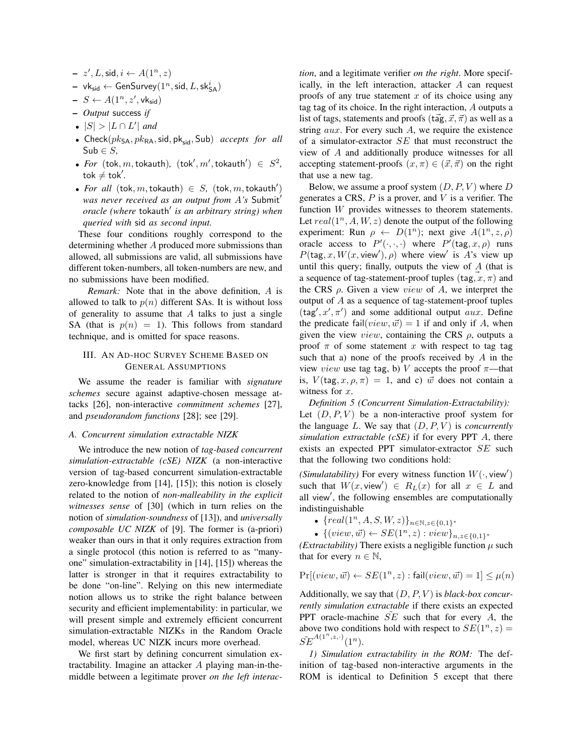– $z', L, \mathsf{sid}, i \leftarrow A(1^n, z)$
– $\mathsf{vk_{sid}} \leftarrow \mathsf{GenSurvey}(1^n, \mathsf{sid}, L, \mathsf{sk}^i_{\mathsf{SA}})$
– $S \leftarrow A(1^n, z', \mathsf{vk_{sid}})$
– *Output* success *if*

- $|S| > |L \cap L'|$ *and*
- $\mathsf{Check}(pk_{\mathsf{SA}}, pk_{\mathsf{RA}}, \mathsf{sid}, \mathsf{pk_{sid}}, \mathsf{Sub})$ *accepts for all* $\mathsf{Sub} \in S$,
- *For* $(\mathsf{tok}, m, \mathsf{tokauth})$, $(\mathsf{tok}', m', \mathsf{tokauth}') \in S^2$, $\mathsf{tok} \neq \mathsf{tok}'$.
- *For all* $(\mathsf{tok}, m, \mathsf{tokauth}) \in S$, $(\mathsf{tok}, m, \mathsf{tokauth}')$ *was never received as an output from A's* $\mathsf{Submit}'$ *oracle (where* $\mathsf{tokauth}'$ *is an arbitrary string) when queried with* $\mathsf{sid}$ *as second input.*

These four conditions roughly correspond to the determining whether $A$ produced more submissions than allowed, all submissions are valid, all submissions have different token-numbers, all token-numbers are new, and no submissions have been modified.

*Remark:* Note that in the above definition, $A$ is allowed to talk to $p(n)$ different SAs. It is without loss of generality to assume that $A$ talks to just a single SA (that is $p(n) = 1$). This follows from standard technique, and is omitted for space reasons.

## III. An Ad-hoc Survey Scheme Based on General Assumptions

We assume the reader is familiar with *signature schemes* secure against adaptive-chosen message attacks [26], non-interactive *commitment schemes* [27], and *pseudorandom functions* [28]; see [29].

### A. Concurrent simulation extractable NIZK

We introduce the new notion of *tag-based concurrent simulation-extractable (cSE) NIZK* (a non-interactive version of tag-based concurrent simulation-extractable zero-knowledge from [14], [15]); this notion is closely related to the notion of *non-malleability in the explicit witnesses sense* of [30] (which in turn relies on the notion of *simulation-soundness* of [13]), and *universally composable UC NIZK* of [9]. The former is (a-priori) weaker than ours in that it only requires extraction from a single protocol (this notion is referred to as "many-one" simulation-extractability in [14], [15]) whereas the latter is stronger in that it requires extractability to be done "on-line". Relying on this new intermediate notion allows us to strike the right balance between security and efficient implementability: in particular, we will present simple and extremely efficient concurrent simulation-extractable NIZKs in the Random Oracle model, whereas UC NIZK incurs more overhead.

We first start by defining concurrent simulation extractability. Imagine an attacker $A$ playing man-in-the-middle between a legitimate prover *on the left interaction*, and a legitimate verifier *on the right*. More specifically, in the left interaction, attacker $A$ can request proofs of any true statement $x$ of its choice using any tag $\mathsf{tag}$ of its choice. In the right interaction, $A$ outputs a list of tags, statements and proofs $(\vec{\mathsf{tag}}, \vec{x}, \vec{\pi})$ as well as a string $aux$. For every such $A$, we require the existence of a simulator-extractor $SE$ that must reconstruct the view of $A$ and additionally produce witnesses for all accepting statement-proofs $(x, \pi) \in (\vec{x}, \vec{\pi})$ on the right that use a new tag.

Below, we assume a proof system $(D, P, V)$ where $D$ generates a CRS, $P$ is a prover, and $V$ is a verifier. The function $W$ provides witnesses to theorem statements. Let $real(1^n, A, W, z)$ denote the output of the following experiment: Run $\rho \leftarrow D(1^n)$; next give $A(1^n, z, \rho)$ oracle access to $P'(\cdot,\cdot,\cdot)$ where $P'(\mathsf{tag}, x, \rho)$ runs $P(\mathsf{tag}, x, W(x, \mathsf{view}'), \rho)$ where $\mathsf{view}'$ is $A$'s view up until this query; finally, outputs the view of $A$ (that is a sequence of tag-statement-proof tuples $(\vec{\mathsf{tag}}, \vec{x}, \pi)$ and the CRS $\rho$. Given a view $view$ of $A$, we interpret the output of $A$ as a sequence of tag-statement-proof tuples $(\mathsf{tag}', x', \pi')$ and some additional output $aux$. Define the predicate $\mathsf{fail}(view, \vec{w}) = 1$ if and only if $A$, when given the view $view$, containing the CRS $\rho$, outputs a proof $\pi$ of some statement $x$ with respect to tag $\mathsf{tag}$ such that a) none of the proofs received by $A$ in the view $view$ use tag $\mathsf{tag}$, b) $V$ accepts the proof $\pi$—that is, $V(\mathsf{tag}, x, \rho, \pi) = 1$, and c) $\vec{w}$ does not contain a witness for $x$.

*Definition 5 (Concurrent Simulation-Extractability):* Let $(D, P, V)$ be a non-interactive proof system for the language $L$. We say that $(D, P, V)$ is *concurrently simulation extractable (cSE)* if for every PPT $A$, there exists an expected PPT simulator-extractor $SE$ such that the following two conditions hold:

*(Simulatability)* For every witness function $W(\cdot, \mathsf{view}')$ such that $W(x, \mathsf{view}') \in R_L(x)$ for all $x \in L$ and all $\mathsf{view}'$, the following ensembles are computationally indistinguishable

- $\{real(1^n, A, S, W, z)\}_{n \in \mathbb{N}, z \in \{0,1\}^*}$
- $\{(view, \vec{w}) \leftarrow SE(1^n, z) : view\}_{n, z \in \{0,1\}^*}$

*(Extractability)* There exists a negligible function $\mu$ such that for every $n \in \mathbb{N}$,

$$\Pr[(view, \vec{w}) \leftarrow SE(1^n, z) : \mathsf{fail}(view, \vec{w}) = 1] \leq \mu(n)$$

Additionally, we say that $(D, P, V)$ is *black-box concurrently simulation extractable* if there exists an expected PPT oracle-machine $\tilde{SE}$ such that for every $A$, the above two conditions hold with respect to $SE(1^n, z) = \tilde{SE}^{A(1^n, z, \cdot)}(1^n)$.

*1) Simulation extractability in the ROM:* The definition of tag-based non-interactive arguments in the ROM is identical to Definition 5 except that there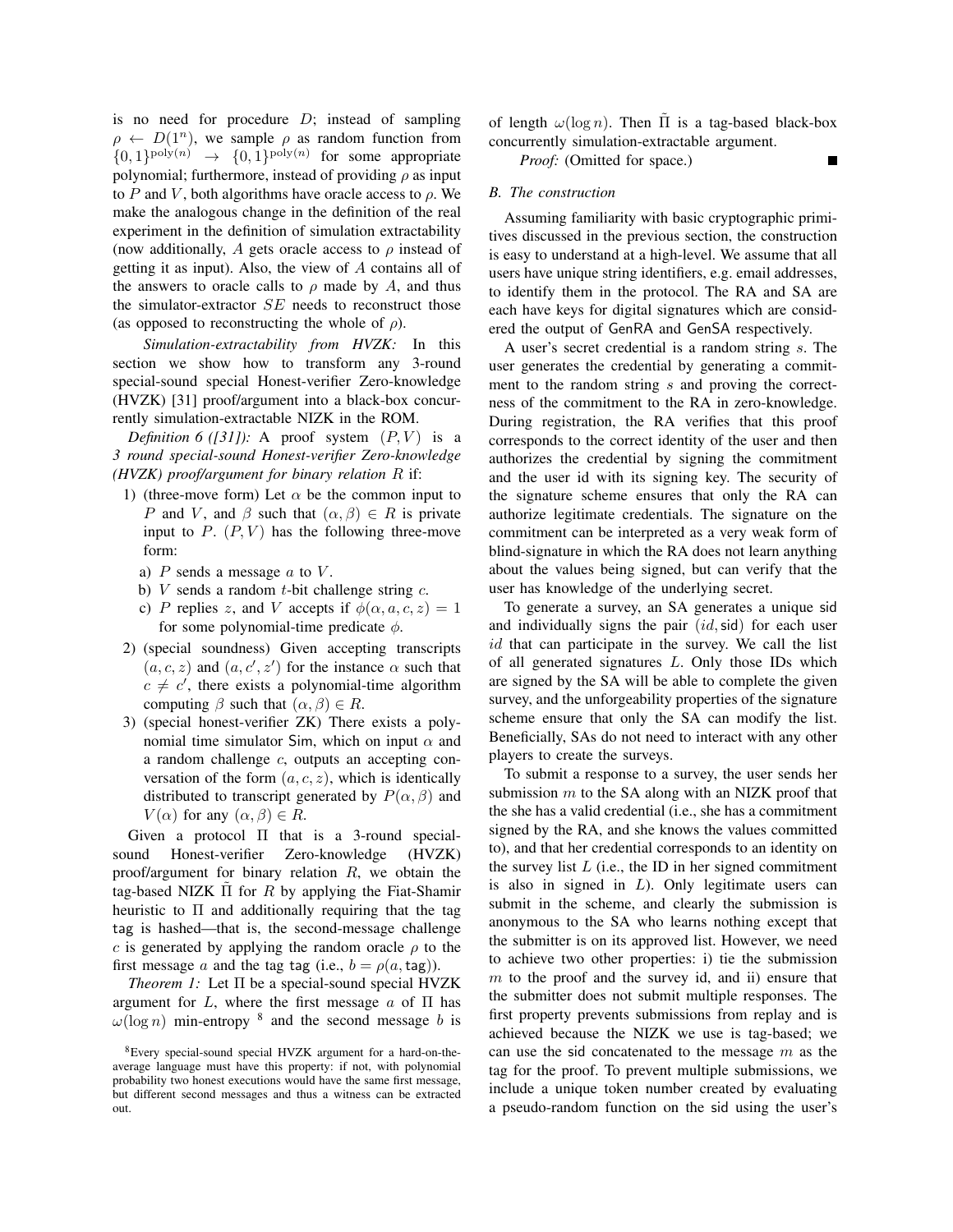is no need for procedure $D$; instead of sampling $\rho \leftarrow D(1^n)$, we sample $\rho$ as random function from $\{0,1\}^{\text{poly}(n)} \rightarrow \{0,1\}^{\text{poly}(n)}$ for some appropriate polynomial; furthermore, instead of providing $\rho$ as input to $P$ and $V$, both algorithms have oracle access to $\rho$. We make the analogous change in the definition of the real experiment in the definition of simulation extractability (now additionally, $A$ gets oracle access to $\rho$ instead of getting it as input). Also, the view of $A$ contains all of the answers to oracle calls to $\rho$ made by $A$, and thus the simulator-extractor $SE$ needs to reconstruct those (as opposed to reconstructing the whole of $\rho$).

*Simulation-extractability from HVZK:* In this section we show how to transform any 3-round special-sound special Honest-verifier Zero-knowledge (HVZK) [31] proof/argument into a black-box concurrently simulation-extractable NIZK in the ROM.

*Definition 6 ([31]):* A proof system $(P, V)$ is a *3 round special-sound Honest-verifier Zero-knowledge (HVZK) proof/argument for binary relation $R$* if:

1) (three-move form) Let $\alpha$ be the common input to $P$ and $V$, and $\beta$ such that $(\alpha, \beta) \in R$ is private input to $P$. $(P, V)$ has the following three-move form:
   a) $P$ sends a message $a$ to $V$.
   b) $V$ sends a random $t$-bit challenge string $c$.
   c) $P$ replies $z$, and $V$ accepts if $\phi(\alpha, a, c, z) = 1$ for some polynomial-time predicate $\phi$.
2) (special soundness) Given accepting transcripts $(a, c, z)$ and $(a, c', z')$ for the instance $\alpha$ such that $c \neq c'$, there exists a polynomial-time algorithm computing $\beta$ such that $(\alpha, \beta) \in R$.
3) (special honest-verifier ZK) There exists a polynomial time simulator $\mathsf{Sim}$, which on input $\alpha$ and a random challenge $c$, outputs an accepting conversation of the form $(a, c, z)$, which is identically distributed to transcript generated by $P(\alpha, \beta)$ and $V(\alpha)$ for any $(\alpha, \beta) \in R$.

Given a protocol $\Pi$ that is a 3-round special-sound Honest-verifier Zero-knowledge (HVZK) proof/argument for binary relation $R$, we obtain the tag-based NIZK $\tilde{\Pi}$ for $R$ by applying the Fiat-Shamir heuristic to $\Pi$ and additionally requiring that the tag $\mathsf{tag}$ is hashed—that is, the second-message challenge $c$ is generated by applying the random oracle $\rho$ to the first message $a$ and the tag $\mathsf{tag}$ (i.e., $b = \rho(a, \mathsf{tag})$).

*Theorem 1:* Let $\Pi$ be a special-sound special HVZK argument for $L$, where the first message $a$ of $\Pi$ has $\omega(\log n)$ min-entropy [8] and the second message $b$ is of length $\omega(\log n)$. Then $\tilde{\Pi}$ is a tag-based black-box concurrently simulation-extractable argument.

*Proof:* (Omitted for space.) ■

[8] Every special-sound special HVZK argument for a hard-on-the-average language must have this property: if not, with polynomial probability two honest executions would have the same first message, but different second messages and thus a witness can be extracted out.

### B. The construction

Assuming familiarity with basic cryptographic primitives discussed in the previous section, the construction is easy to understand at a high-level. We assume that all users have unique string identifiers, e.g. email addresses, to identify them in the protocol. The RA and SA are each have keys for digital signatures which are considered the output of $\mathsf{GenRA}$ and $\mathsf{GenSA}$ respectively.

A user's secret credential is a random string $s$. The user generates the credential by generating a commitment to the random string $s$ and proving the correctness of the commitment to the RA in zero-knowledge. During registration, the RA verifies that this proof corresponds to the correct identity of the user and then authorizes the credential by signing the commitment and the user id with its signing key. The security of the signature scheme ensures that only the RA can authorize legitimate credentials. The signature on the commitment can be interpreted as a very weak form of blind-signature in which the RA does not learn anything about the values being signed, but can verify that the user has knowledge of the underlying secret.

To generate a survey, an SA generates a unique $\mathsf{sid}$ and individually signs the pair $(id, \mathsf{sid})$ for each user $id$ that can participate in the survey. We call the list of all generated signatures $L$. Only those IDs which are signed by the SA will be able to complete the given survey, and the unforgeability properties of the signature scheme ensure that only the SA can modify the list. Beneficially, SAs do not need to interact with any other players to create the surveys.

To submit a response to a survey, the user sends her submission $m$ to the SA along with an NIZK proof that the she has a valid credential (i.e., she has a commitment signed by the RA, and she knows the values committed to), and that her credential corresponds to an identity on the survey list $L$ (i.e., the ID in her signed commitment is also in signed in $L$). Only legitimate users can submit in the scheme, and clearly the submission is anonymous to the SA who learns nothing except that the submitter is on its approved list. However, we need to achieve two other properties: i) tie the submission $m$ to the proof and the survey id, and ii) ensure that the submitter does not submit multiple responses. The first property prevents submissions from replay and is achieved because the NIZK we use is tag-based; we can use the $\mathsf{sid}$ concatenated to the message $m$ as the tag for the proof. To prevent multiple submissions, we include a unique token number created by evaluating a pseudo-random function on the $\mathsf{sid}$ using the user's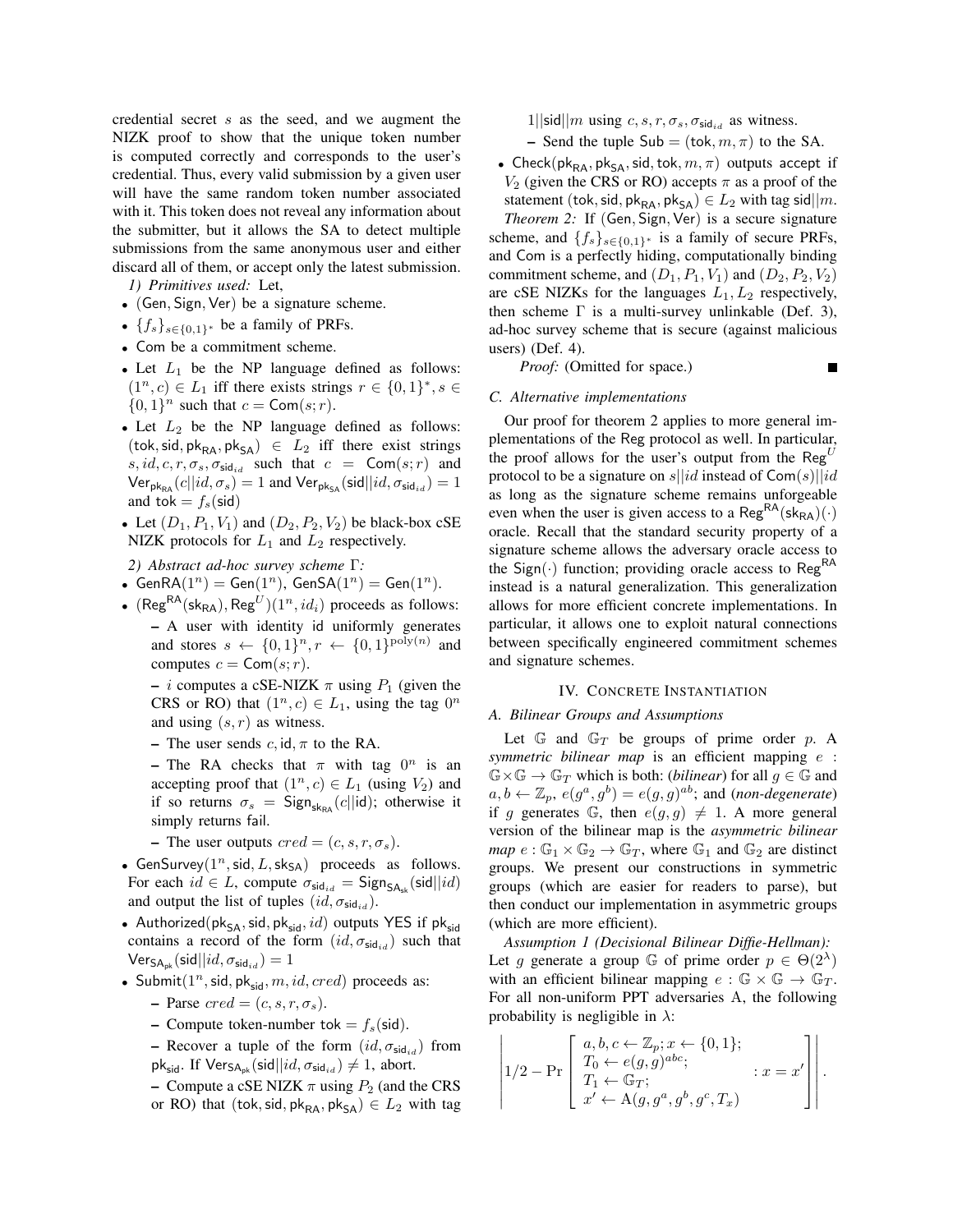credential secret $s$ as the seed, and we augment the NIZK proof to show that the unique token number is computed correctly and corresponds to the user's credential. Thus, every valid submission by a given user will have the same random token number associated with it. This token does not reveal any information about the submitter, but it allows the SA to detect multiple submissions from the same anonymous user and either discard all of them, or accept only the latest submission.

*1) Primitives used:* Let,

- $(\mathsf{Gen}, \mathsf{Sign}, \mathsf{Ver})$ be a signature scheme.
- $\{f_s\}_{s\in\{0,1\}^*}$ be a family of PRFs.
- $\mathsf{Com}$ be a commitment scheme.
- Let $L_1$ be the NP language defined as follows: $(1^n, c) \in L_1$ iff there exists strings $r \in \{0,1\}^*, s \in \{0,1\}^n$ such that $c = \mathsf{Com}(s; r)$.
- Let $L_2$ be the NP language defined as follows: $(\mathsf{tok}, \mathsf{sid}, \mathsf{pk}_{\mathsf{RA}}, \mathsf{pk}_{\mathsf{SA}}) \in L_2$ iff there exist strings $s, id, c, r, \sigma_s, \sigma_{\mathsf{sid}_{id}}$ such that $c = \mathsf{Com}(s; r)$ and $\mathsf{Ver}_{\mathsf{pk}_{\mathsf{RA}}}(c||id, \sigma_s) = 1$ and $\mathsf{Ver}_{\mathsf{pk}_{\mathsf{SA}}}(\mathsf{sid}||id, \sigma_{\mathsf{sid}_{id}}) = 1$ and $\mathsf{tok} = f_s(\mathsf{sid})$
- Let $(D_1, P_1, V_1)$ and $(D_2, P_2, V_2)$ be black-box cSE NIZK protocols for $L_1$ and $L_2$ respectively.

*2) Abstract ad-hoc survey scheme $\Gamma$:*

- $\mathsf{GenRA}(1^n) = \mathsf{Gen}(1^n)$, $\mathsf{GenSA}(1^n) = \mathsf{Gen}(1^n)$.
- $(\mathsf{Reg}^{\mathsf{RA}}(\mathsf{sk}_{\mathsf{RA}}), \mathsf{Reg}^U)(1^n, id_i)$ proceeds as follows:
  - A user with identity id uniformly generates and stores $s \leftarrow \{0,1\}^n, r \leftarrow \{0,1\}^{\mathrm{poly}(n)}$ and computes $c = \mathsf{Com}(s; r)$.
  - $i$ computes a cSE-NIZK $\pi$ using $P_1$ (given the CRS or RO) that $(1^n, c) \in L_1$, using the tag $0^n$ and using $(s, r)$ as witness.
  - The user sends $c, \mathsf{id}, \pi$ to the RA.
  - The RA checks that $\pi$ with tag $0^n$ is an accepting proof that $(1^n, c) \in L_1$ (using $V_2$) and if so returns $\sigma_s = \mathsf{Sign}_{\mathsf{sk}_{\mathsf{RA}}}(c||\mathsf{id})$; otherwise it simply returns fail.
  - The user outputs $cred = (c, s, r, \sigma_s)$.
- $\mathsf{GenSurvey}(1^n, \mathsf{sid}, L, \mathsf{sk}_{\mathsf{SA}})$ proceeds as follows. For each $id \in L$, compute $\sigma_{\mathsf{sid}_{id}} = \mathsf{Sign}_{\mathsf{SA}_{\mathsf{sk}}}(\mathsf{sid}||id)$ and output the list of tuples $(id, \sigma_{\mathsf{sid}_{id}})$.
- $\mathsf{Authorized}(\mathsf{pk}_{\mathsf{SA}}, \mathsf{sid}, \mathsf{pk}_{\mathsf{sid}}, id)$ outputs YES if $\mathsf{pk}_{\mathsf{sid}}$ contains a record of the form $(id, \sigma_{\mathsf{sid}_{id}})$ such that $\mathsf{Ver}_{\mathsf{SA}_{\mathsf{pk}}}(\mathsf{sid}||id, \sigma_{\mathsf{sid}_{id}}) = 1$
- $\mathsf{Submit}(1^n, \mathsf{sid}, \mathsf{pk}_{\mathsf{sid}}, m, id, cred)$ proceeds as:
  - Parse $cred = (c, s, r, \sigma_s)$.
  - Compute token-number $\mathsf{tok} = f_s(\mathsf{sid})$.
  - Recover a tuple of the form $(id, \sigma_{\mathsf{sid}_{id}})$ from $\mathsf{pk}_{\mathsf{sid}}$. If $\mathsf{Ver}_{\mathsf{SA}_{\mathsf{pk}}}(\mathsf{sid}||id, \sigma_{\mathsf{sid}_{id}}) \neq 1$, abort.
  - Compute a cSE NIZK $\pi$ using $P_2$ (and the CRS or RO) that $(\mathsf{tok}, \mathsf{sid}, \mathsf{pk}_{\mathsf{RA}}, \mathsf{pk}_{\mathsf{SA}}) \in L_2$ with tag $1||\mathsf{sid}||m$ using $c, s, r, \sigma_s, \sigma_{\mathsf{sid}_{id}}$ as witness.
  - Send the tuple $\mathsf{Sub} = (\mathsf{tok}, m, \pi)$ to the SA.
- $\mathsf{Check}(\mathsf{pk}_{\mathsf{RA}}, \mathsf{pk}_{\mathsf{SA}}, \mathsf{sid}, \mathsf{tok}, m, \pi)$ outputs accept if $V_2$ (given the CRS or RO) accepts $\pi$ as a proof of the statement $(\mathsf{tok}, \mathsf{sid}, \mathsf{pk}_{\mathsf{RA}}, \mathsf{pk}_{\mathsf{SA}}) \in L_2$ with tag $\mathsf{sid}||m$.

*Theorem 2:* If $(\mathsf{Gen}, \mathsf{Sign}, \mathsf{Ver})$ is a secure signature scheme, and $\{f_s\}_{s\in\{0,1\}^*}$ is a family of secure PRFs, and $\mathsf{Com}$ is a perfectly hiding, computationally binding commitment scheme, and $(D_1, P_1, V_1)$ and $(D_2, P_2, V_2)$ are cSE NIZKs for the languages $L_1, L_2$ respectively, then scheme $\Gamma$ is a multi-survey unlinkable (Def. 3), ad-hoc survey scheme that is secure (against malicious users) (Def. 4).

*Proof:* (Omitted for space.) ■

### C. Alternative implementations

Our proof for theorem 2 applies to more general implementations of the Reg protocol as well. In particular, the proof allows for the user's output from the $\mathsf{Reg}^U$ protocol to be a signature on $s||id$ instead of $\mathsf{Com}(s)||id$ as long as the signature scheme remains unforgeable even when the user is given access to a $\mathsf{Reg}^{\mathsf{RA}}(\mathsf{sk}_{\mathsf{RA}})(\cdot)$ oracle. Recall that the standard security property of a signature scheme allows the adversary oracle access to the $\mathsf{Sign}(\cdot)$ function; providing oracle access to $\mathsf{Reg}^{\mathsf{RA}}$ instead is a natural generalization. This generalization allows for more efficient concrete implementations. In particular, it allows one to exploit natural connections between specifically engineered commitment schemes and signature schemes.

## IV. Concrete Instantiation

### A. Bilinear Groups and Assumptions

Let $\mathbb{G}$ and $\mathbb{G}_T$ be groups of prime order $p$. A *symmetric bilinear map* is an efficient mapping $e : \mathbb{G} \times \mathbb{G} \to \mathbb{G}_T$ which is both: (*bilinear*) for all $g \in \mathbb{G}$ and $a, b \leftarrow \mathbb{Z}_p$, $e(g^a, g^b) = e(g, g)^{ab}$; and (*non-degenerate*) if $g$ generates $\mathbb{G}$, then $e(g, g) \neq 1$. A more general version of the bilinear map is the *asymmetric bilinear map* $e : \mathbb{G}_1 \times \mathbb{G}_2 \to \mathbb{G}_T$, where $\mathbb{G}_1$ and $\mathbb{G}_2$ are distinct groups. We present our constructions in symmetric groups (which are easier for readers to parse), but then conduct our implementation in asymmetric groups (which are more efficient).

*Assumption 1 (Decisional Bilinear Diffie-Hellman):* Let $g$ generate a group $\mathbb{G}$ of prime order $p \in \Theta(2^\lambda)$ with an efficient bilinear mapping $e : \mathbb{G} \times \mathbb{G} \to \mathbb{G}_T$. For all non-uniform PPT adversaries A, the following probability is negligible in $\lambda$:

$$\left| 1/2 - \Pr\left[ \begin{array}{l} a, b, c \leftarrow \mathbb{Z}_p; x \leftarrow \{0,1\}; \\ T_0 \leftarrow e(g, g)^{abc}; \\ T_1 \leftarrow \mathbb{G}_T; \\ x' \leftarrow \mathrm{A}(g, g^a, g^b, g^c, T_x) \end{array} : x = x' \right] \right|.$$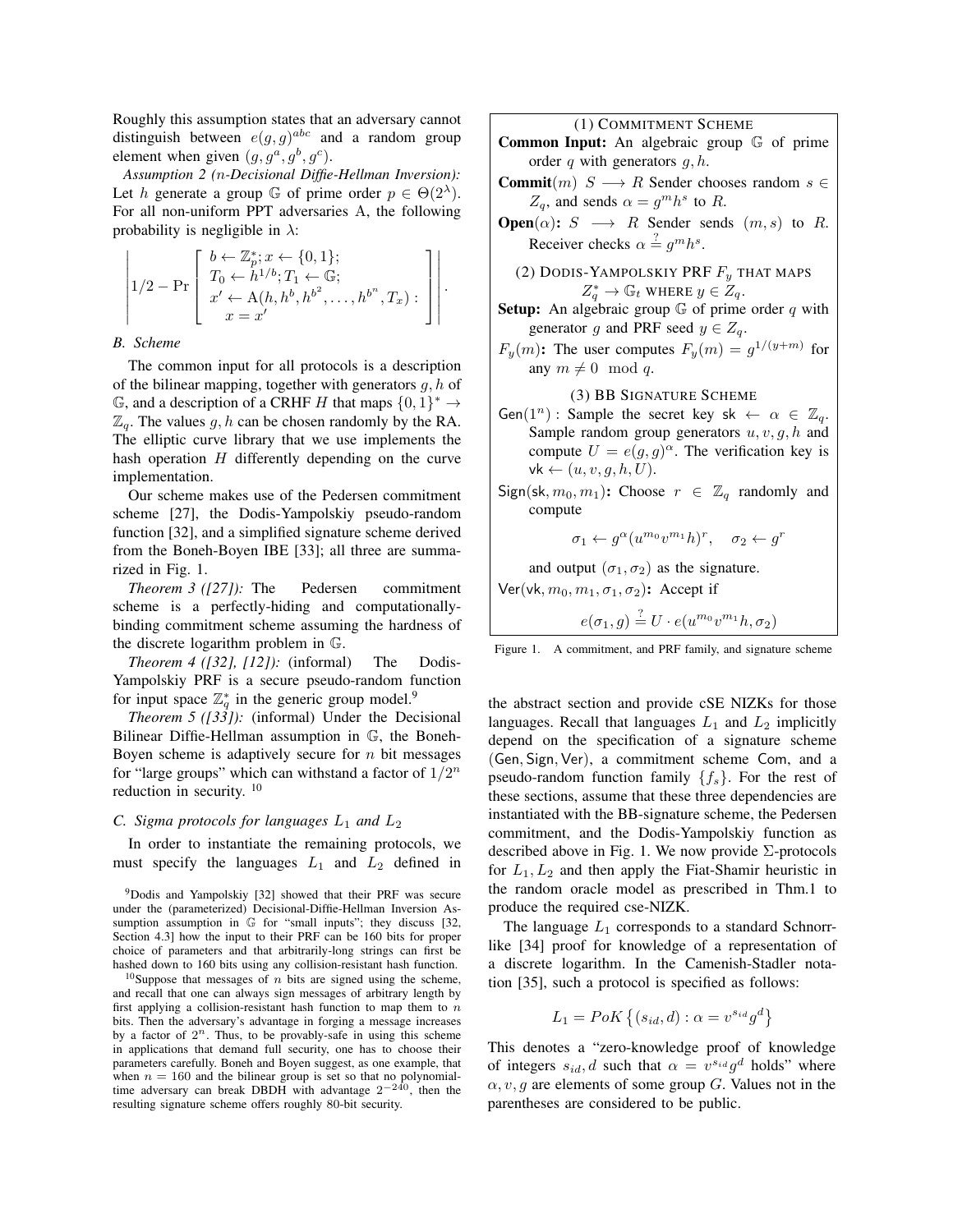Roughly this assumption states that an adversary cannot distinguish between $e(g,g)^{abc}$ and a random group element when given $(g, g^a, g^b, g^c)$.

*Assumption 2 (n-Decisional Diffie-Hellman Inversion):* Let $h$ generate a group $\mathbb{G}$ of prime order $p \in \Theta(2^\lambda)$. For all non-uniform PPT adversaries A, the following probability is negligible in $\lambda$:

$$\left| 1/2 - \Pr \left[ \begin{array}{l} b \leftarrow \mathbb{Z}_p^*; x \leftarrow \{0,1\}; \\ T_0 \leftarrow h^{1/b}; T_1 \leftarrow \mathbb{G}; \\ x' \leftarrow \mathrm{A}(h, h^b, h^{b^2}, \ldots, h^{b^n}, T_x) : \\ \quad x = x' \end{array} \right] \right|.$$

*B. Scheme*

The common input for all protocols is a description of the bilinear mapping, together with generators $g, h$ of $\mathbb{G}$, and a description of a CRHF $H$ that maps $\{0,1\}^* \rightarrow \mathbb{Z}_q$. The values $g, h$ can be chosen randomly by the RA. The elliptic curve library that we use implements the hash operation $H$ differently depending on the curve implementation.

Our scheme makes use of the Pedersen commitment scheme [27], the Dodis-Yampolskiy pseudo-random function [32], and a simplified signature scheme derived from the Boneh-Boyen IBE [33]; all three are summarized in Fig. 1.

*Theorem 3 ([27]):* The Pedersen commitment scheme is a perfectly-hiding and computationally-binding commitment scheme assuming the hardness of the discrete logarithm problem in $\mathbb{G}$.

*Theorem 4 ([32], [12]):* (informal) The Dodis-Yampolskiy PRF is a secure pseudo-random function for input space $\mathbb{Z}_q^*$ in the generic group model.[9]

*Theorem 5 ([33]):* (informal) Under the Decisional Bilinear Diffie-Hellman assumption in $\mathbb{G}$, the Boneh-Boyen scheme is adaptively secure for $n$ bit messages for "large groups" which can withstand a factor of $1/2^n$ reduction in security.[10]

*C. Sigma protocols for languages $L_1$ and $L_2$*

In order to instantiate the remaining protocols, we must specify the languages $L_1$ and $L_2$ defined in the abstract section and provide cSE NIZKs for those languages. Recall that languages $L_1$ and $L_2$ implicitly depend on the specification of a signature scheme (Gen, Sign, Ver), a commitment scheme Com, and a pseudo-random function family $\{f_s\}$. For the rest of these sections, assume that these three dependencies are instantiated with the BB-signature scheme, the Pedersen commitment, and the Dodis-Yampolskiy function as described above in Fig. 1. We now provide $\Sigma$-protocols for $L_1, L_2$ and then apply the Fiat-Shamir heuristic in the random oracle model as prescribed in Thm.1 to produce the required cse-NIZK.

The language $L_1$ corresponds to a standard Schnorr-like [34] proof for knowledge of a representation of a discrete logarithm. In the Camenish-Stadler notation [35], such a protocol is specified as follows:

$$L_1 = PoK\left\{(s_{id}, d) : \alpha = v^{s_{id}} g^d\right\}$$

This denotes a "zero-knowledge proof of knowledge of integers $s_{id}, d$ such that $\alpha = v^{s_{id}} g^d$ holds" where $\alpha, v, g$ are elements of some group $G$. Values not in the parentheses are considered to be public.

---

(1) COMMITMENT SCHEME

**Common Input:** An algebraic group $\mathbb{G}$ of prime order $q$ with generators $g, h$.

**Commit**$(m)$ $S \longrightarrow R$ Sender chooses random $s \in Z_q$, and sends $\alpha = g^m h^s$ to $R$.

**Open**$(\alpha)$**:** $S \longrightarrow R$ Sender sends $(m, s)$ to $R$. Receiver checks $\alpha \stackrel{?}{=} g^m h^s$.

(2) DODIS-YAMPOLSKIY PRF $F_y$ THAT MAPS $Z_q^* \rightarrow \mathbb{G}_t$ WHERE $y \in Z_q$.

**Setup:** An algebraic group $\mathbb{G}$ of prime order $q$ with generator $g$ and PRF seed $y \in Z_q$.

$F_y(m)$**:** The user computes $F_y(m) = g^{1/(y+m)}$ for any $m \neq 0 \mod q$.

(3) BB SIGNATURE SCHEME

$\mathsf{Gen}(1^n)$ : Sample the secret key $\mathsf{sk} \leftarrow \alpha \in \mathbb{Z}_q$. Sample random group generators $u, v, g, h$ and compute $U = e(g,g)^\alpha$. The verification key is $\mathsf{vk} \leftarrow (u, v, g, h, U)$.

$\mathsf{Sign}(\mathsf{sk}, m_0, m_1)$**:** Choose $r \in \mathbb{Z}_q$ randomly and compute

$$\sigma_1 \leftarrow g^\alpha (u^{m_0} v^{m_1} h)^r, \quad \sigma_2 \leftarrow g^r$$

and output $(\sigma_1, \sigma_2)$ as the signature.

$\mathsf{Ver}(\mathsf{vk}, m_0, m_1, \sigma_1, \sigma_2)$**:** Accept if

$$e(\sigma_1, g) \stackrel{?}{=} U \cdot e(u^{m_0} v^{m_1} h, \sigma_2)$$

Figure 1. A commitment, and PRF family, and signature scheme

---

[9] Dodis and Yampolskiy [32] showed that their PRF was secure under the (parameterized) Decisional-Diffie-Hellman Inversion Assumption assumption in $\mathbb{G}$ for "small inputs"; they discuss [32, Section 4.3] how the input to their PRF can be 160 bits for proper choice of parameters and that arbitrarily-long strings can first be hashed down to 160 bits using any collision-resistant hash function.

[10] Suppose that messages of $n$ bits are signed using the scheme, and recall that one can always sign messages of arbitrary length by first applying a collision-resistant hash function to map them to $n$ bits. Then the adversary's advantage in forging a message increases by a factor of $2^n$. Thus, to be provably-safe in using this scheme in applications that demand full security, one has to choose their parameters carefully. Boneh and Boyen suggest, as one example, that when $n = 160$ and the bilinear group is set so that no polynomial-time adversary can break DBDH with advantage $2^{-240}$, then the resulting signature scheme offers roughly 80-bit security.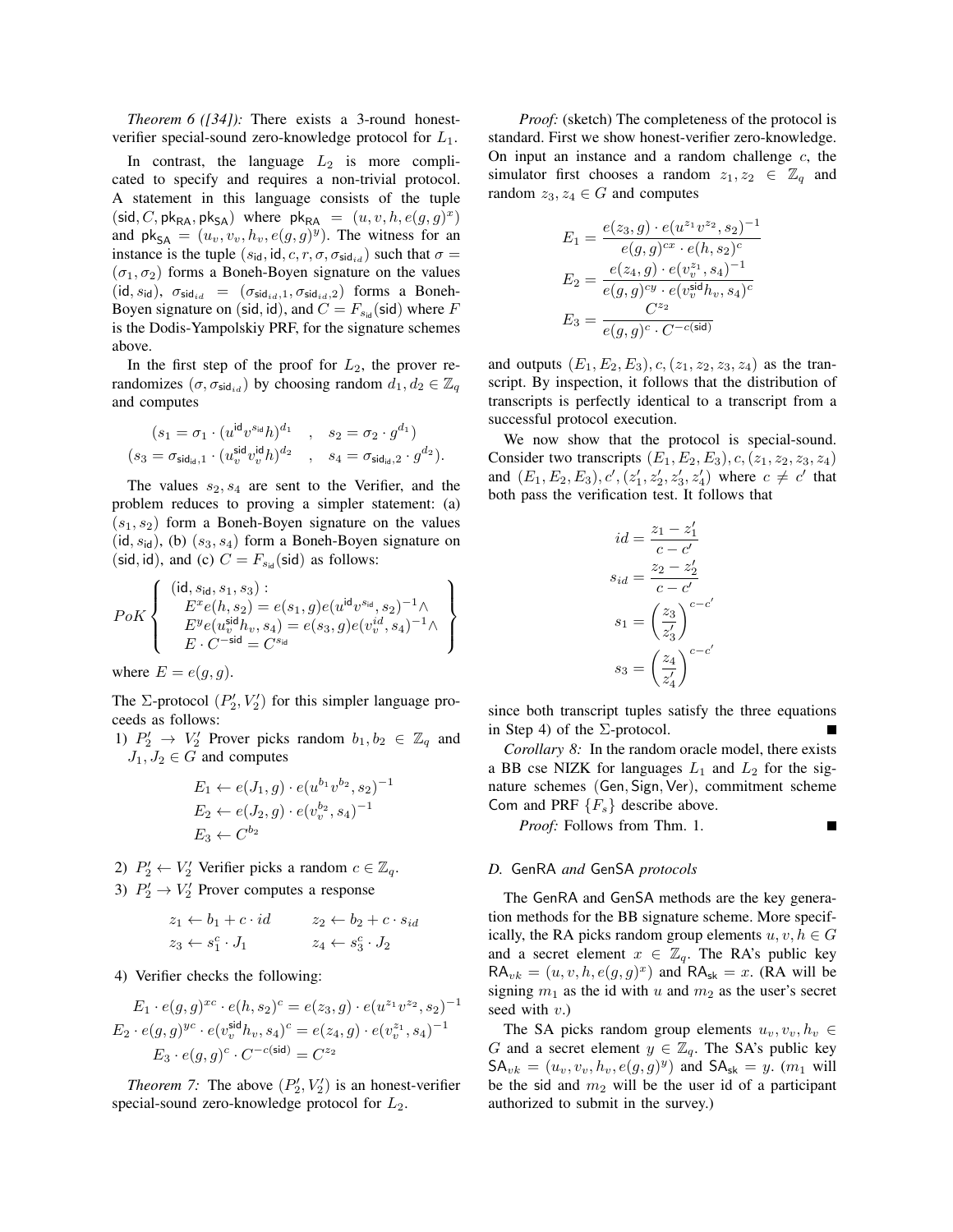*Theorem 6 ([34]):* There exists a 3-round honest-verifier special-sound zero-knowledge protocol for $L_1$.

In contrast, the language $L_2$ is more complicated to specify and requires a non-trivial protocol. A statement in this language consists of the tuple $(\mathsf{sid}, C, \mathsf{pk}_{\mathsf{RA}}, \mathsf{pk}_{\mathsf{SA}})$ where $\mathsf{pk}_{\mathsf{RA}} = (u, v, h, e(g,g)^x)$ and $\mathsf{pk}_{\mathsf{SA}} = (u_v, v_v, h_v, e(g,g)^y)$. The witness for an instance is the tuple $(s_{\mathsf{id}}, \mathsf{id}, c, r, \sigma, \sigma_{\mathsf{sid}_{id}})$ such that $\sigma = (\sigma_1, \sigma_2)$ forms a Boneh-Boyen signature on the values $(\mathsf{id}, s_{\mathsf{id}})$, $\sigma_{\mathsf{sid}_{id}} = (\sigma_{\mathsf{sid}_{id},1}, \sigma_{\mathsf{sid}_{id},2})$ forms a Boneh-Boyen signature on $(\mathsf{sid}, \mathsf{id})$, and $C = F_{s_{\mathsf{id}}}(\mathsf{sid})$ where $F$ is the Dodis-Yampolskiy PRF, for the signature schemes above.

In the first step of the proof for $L_2$, the prover rerandomizes $(\sigma, \sigma_{\mathsf{sid}_{id}})$ by choosing random $d_1, d_2 \in \mathbb{Z}_q$ and computes

$$(s_1 = \sigma_1 \cdot (u^{\mathsf{id}} v^{s_{\mathsf{id}}} h)^{d_1} \quad , \quad s_2 = \sigma_2 \cdot g^{d_1})$$
$$(s_3 = \sigma_{\mathsf{sid}_{\mathsf{id}},1} \cdot (u_v^{\mathsf{sid}} v_v^{\mathsf{id}} h)^{d_2} \quad , \quad s_4 = \sigma_{\mathsf{sid}_{\mathsf{id}},2} \cdot g^{d_2}).$$

The values $s_2, s_4$ are sent to the Verifier, and the problem reduces to proving a simpler statement: (a) $(s_1, s_2)$ form a Boneh-Boyen signature on the values $(\mathsf{id}, s_{\mathsf{id}})$, (b) $(s_3, s_4)$ form a Boneh-Boyen signature on $(\mathsf{sid}, \mathsf{id})$, and (c) $C = F_{s_{\mathsf{id}}}(\mathsf{sid})$ as follows:

$$PoK \left\{ \begin{array}{l} (\mathsf{id}, s_{\mathsf{id}}, s_1, s_3) : \\ \quad E^x e(h, s_2) = e(s_1, g) e(u^{\mathsf{id}} v^{s_{\mathsf{id}}}, s_2)^{-1} \wedge \\ \quad E^y e(u_v^{\mathsf{sid}} h_v, s_4) = e(s_3, g) e(v_v^{id}, s_4)^{-1} \wedge \\ \quad E \cdot C^{-\mathsf{sid}} = C^{s_{\mathsf{id}}} \end{array} \right\}$$

where $E = e(g, g)$.

The $\Sigma$-protocol $(P_2', V_2')$ for this simpler language proceeds as follows:

1) $P_2' \rightarrow V_2'$ Prover picks random $b_1, b_2 \in \mathbb{Z}_q$ and $J_1, J_2 \in G$ and computes

$$E_1 \leftarrow e(J_1, g) \cdot e(u^{b_1} v^{b_2}, s_2)^{-1}$$
$$E_2 \leftarrow e(J_2, g) \cdot e(v_v^{b_2}, s_4)^{-1}$$
$$E_3 \leftarrow C^{b_2}$$

2) $P_2' \leftarrow V_2'$ Verifier picks a random $c \in \mathbb{Z}_q$.

3) $P_2' \rightarrow V_2'$ Prover computes a response

$$z_1 \leftarrow b_1 + c \cdot id \qquad z_2 \leftarrow b_2 + c \cdot s_{id}$$
$$z_3 \leftarrow s_1^c \cdot J_1 \qquad z_4 \leftarrow s_3^c \cdot J_2$$

4) Verifier checks the following:

$$E_1 \cdot e(g,g)^{xc} \cdot e(h, s_2)^c = e(z_3, g) \cdot e(u^{z_1} v^{z_2}, s_2)^{-1}$$
$$E_2 \cdot e(g,g)^{yc} \cdot e(v_v^{\mathsf{sid}} h_v, s_4)^c = e(z_4, g) \cdot e(v_v^{z_1}, s_4)^{-1}$$
$$E_3 \cdot e(g,g)^c \cdot C^{-c(\mathsf{sid})} = C^{z_2}$$

*Theorem 7:* The above $(P_2', V_2')$ is an honest-verifier special-sound zero-knowledge protocol for $L_2$.

*Proof:* (sketch) The completeness of the protocol is standard. First we show honest-verifier zero-knowledge. On input an instance and a random challenge $c$, the simulator first chooses a random $z_1, z_2 \in \mathbb{Z}_q$ and random $z_3, z_4 \in G$ and computes

$$E_1 = \frac{e(z_3, g) \cdot e(u^{z_1} v^{z_2}, s_2)^{-1}}{e(g,g)^{cx} \cdot e(h, s_2)^c}$$
$$E_2 = \frac{e(z_4, g) \cdot e(v_v^{z_1}, s_4)^{-1}}{e(g,g)^{cy} \cdot e(v_v^{\mathsf{sid}} h_v, s_4)^c}$$
$$E_3 = \frac{C^{z_2}}{e(g,g)^c \cdot C^{-c(\mathsf{sid})}}$$

and outputs $(E_1, E_2, E_3), c, (z_1, z_2, z_3, z_4)$ as the transcript. By inspection, it follows that the distribution of transcripts is perfectly identical to a transcript from a successful protocol execution.

We now show that the protocol is special-sound. Consider two transcripts $(E_1, E_2, E_3), c, (z_1, z_2, z_3, z_4)$ and $(E_1, E_2, E_3), c', (z_1', z_2', z_3', z_4')$ where $c \neq c'$ that both pass the verification test. It follows that

$$id = \frac{z_1 - z_1'}{c - c'}$$
$$s_{id} = \frac{z_2 - z_2'}{c - c'}$$
$$s_1 = \left(\frac{z_3}{z_3'}\right)^{c - c'}$$
$$s_3 = \left(\frac{z_4}{z_4'}\right)^{c - c'}$$

since both transcript tuples satisfy the three equations in Step 4) of the $\Sigma$-protocol. ■

*Corollary 8:* In the random oracle model, there exists a BB cse NIZK for languages $L_1$ and $L_2$ for the signature schemes $(\mathsf{Gen}, \mathsf{Sign}, \mathsf{Ver})$, commitment scheme $\mathsf{Com}$ and PRF $\{F_s\}$ describe above.

*Proof:* Follows from Thm. 1. ■

### *D.* GenRA *and* GenSA *protocols*

The GenRA and GenSA methods are the key generation methods for the BB signature scheme. More specifically, the RA picks random group elements $u, v, h \in G$ and a secret element $x \in \mathbb{Z}_q$. The RA's public key $\mathsf{RA}_{vk} = (u, v, h, e(g,g)^x)$ and $\mathsf{RA}_{\mathsf{sk}} = x$. (RA will be signing $m_1$ as the id with $u$ and $m_2$ as the user's secret seed with $v$.)

The SA picks random group elements $u_v, v_v, h_v \in G$ and a secret element $y \in \mathbb{Z}_q$. The SA's public key $\mathsf{SA}_{vk} = (u_v, v_v, h_v, e(g,g)^y)$ and $\mathsf{SA}_{\mathsf{sk}} = y$. ($m_1$ will be the sid and $m_2$ will be the user id of a participant authorized to submit in the survey.)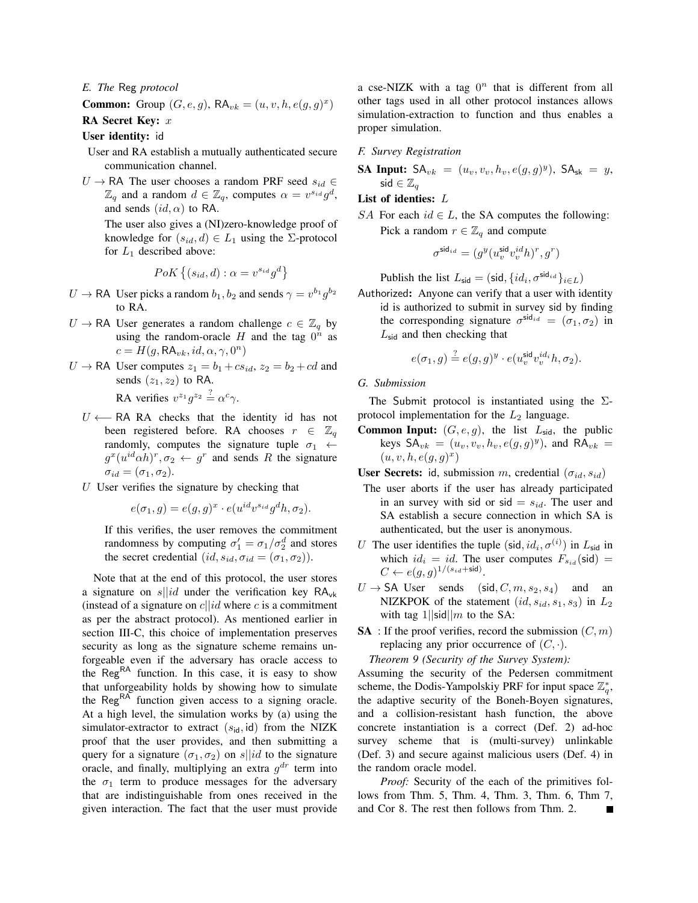### E. The Reg protocol

**Common:** Group $(G, e, g)$, $\mathsf{RA}_{vk} = (u, v, h, e(g, g)^x)$

**RA Secret Key:** $x$

**User identity:** id

User and RA establish a mutually authenticated secure communication channel.

$U \rightarrow$ RA The user chooses a random PRF seed $s_{id} \in \mathbb{Z}_q$ and a random $d \in \mathbb{Z}_q$, computes $\alpha = v^{s_{id}} g^d$, and sends $(id, \alpha)$ to RA.

The user also gives a (NI)zero-knowledge proof of knowledge for $(s_{id}, d) \in L_1$ using the $\Sigma$-protocol for $L_1$ described above:

$$PoK\left\{(s_{id}, d) : \alpha = v^{s_{id}} g^d\right\}$$

$U \rightarrow$ RA User picks a random $b_1, b_2$ and sends $\gamma = v^{b_1} g^{b_2}$ to RA.

$U \rightarrow$ RA User generates a random challenge $c \in \mathbb{Z}_q$ by using the random-oracle $H$ and the tag $0^n$ as $c = H(g, \mathsf{RA}_{vk}, id, \alpha, \gamma, 0^n)$

$U \rightarrow$ RA User computes $z_1 = b_1 + cs_{id}$, $z_2 = b_2 + cd$ and sends $(z_1, z_2)$ to RA.

RA verifies $v^{z_1} g^{z_2} \stackrel{?}{=} \alpha^c \gamma$.

$U \longleftarrow$ RA RA checks that the identity id has not been registered before. RA chooses $r \in \mathbb{Z}_q$ randomly, computes the signature tuple $\sigma_1 \leftarrow g^x (u^{id} \alpha h)^r, \sigma_2 \leftarrow g^r$ and sends $R$ the signature $\sigma_{id} = (\sigma_1, \sigma_2)$.

$U$ User verifies the signature by checking that

$$e(\sigma_1, g) = e(g, g)^x \cdot e(u^{id} v^{s_{id}} g^d h, \sigma_2).$$

If this verifies, the user removes the commitment randomness by computing $\sigma_1' = \sigma_1 / \sigma_2^d$ and stores the secret credential $(id, s_{id}, \sigma_{id} = (\sigma_1, \sigma_2))$.

Note that at the end of this protocol, the user stores a signature on $s||id$ under the verification key $\mathsf{RA}_{\mathsf{vk}}$ (instead of a signature on $c||id$ where $c$ is a commitment as per the abstract protocol). As mentioned earlier in section III-C, this choice of implementation preserves security as long as the signature scheme remains unforgeable even if the adversary has oracle access to the $\mathsf{Reg}^{\mathsf{RA}}$ function. In this case, it is easy to show that unforgeability holds by showing how to simulate the $\mathsf{Reg}^{\mathsf{RA}}$ function given access to a signing oracle. At a high level, the simulation works by (a) using the simulator-extractor to extract $(s_{\mathsf{id}}, \mathsf{id})$ from the NIZK proof that the user provides, and then submitting a query for a signature $(\sigma_1, \sigma_2)$ on $s||id$ to the signature oracle, and finally, multiplying an extra $g^{dr}$ term into the $\sigma_1$ term to produce messages for the adversary that are indistinguishable from ones received in the given interaction. The fact that the user must provide a cse-NIZK with a tag $0^n$ that is different from all other tags used in all other protocol instances allows simulation-extraction to function and thus enables a proper simulation.

### F. Survey Registration

**SA Input:** $\mathsf{SA}_{vk} = (u_v, v_v, h_v, e(g, g)^y)$, $\mathsf{SA}_{\mathsf{sk}} = y$, $\mathsf{sid} \in \mathbb{Z}_q$

**List of identies:** $L$

$SA$ For each $id \in L$, the SA computes the following: Pick a random $r \in \mathbb{Z}_q$ and compute

$$\sigma^{\mathsf{sid}_{id}} = (g^y (u_v^{\mathsf{sid}} v_v^{id} h)^r, g^r)$$

Publish the list $L_{\mathsf{sid}} = (\mathsf{sid}, \{id_i, \sigma^{\mathsf{sid}_{id}}\}_{i \in L})$

Authorized**:** Anyone can verify that a user with identity id is authorized to submit in survey sid by finding the corresponding signature $\sigma^{\mathsf{sid}_{id}} = (\sigma_1, \sigma_2)$ in $L_{\mathsf{sid}}$ and then checking that

$$e(\sigma_1, g) \stackrel{?}{=} e(g, g)^y \cdot e(u_v^{\mathsf{sid}} v_v^{id_i} h, \sigma_2).$$

### G. Submission

The Submit protocol is instantiated using the $\Sigma$-protocol implementation for the $L_2$ language.

**Common Input:** $(G, e, g)$, the list $L_{\mathsf{sid}}$, the public keys $\mathsf{SA}_{vk} = (u_v, v_v, h_v, e(g, g)^y)$, and $\mathsf{RA}_{vk} = (u, v, h, e(g, g)^x)$

**User Secrets:** id, submission $m$, credential $(\sigma_{id}, s_{id})$

The user aborts if the user has already participated in an survey with sid or $\mathsf{sid} = s_{id}$. The user and SA establish a secure connection in which SA is authenticated, but the user is anonymous.

$U$ The user identifies the tuple $(\mathsf{sid}, id_i, \sigma^{(i)})$ in $L_{\mathsf{sid}}$ in which $id_i = id$. The user computes $F_{s_{id}}(\mathsf{sid}) = C \leftarrow e(g, g)^{1/(s_{id} + \mathsf{sid})}$.

$U \rightarrow$ SA User sends $(\mathsf{sid}, C, m, s_2, s_4)$ and an NIZKPOK of the statement $(id, s_{id}, s_1, s_3)$ in $L_2$ with tag $1||\mathsf{sid}||m$ to the SA:

**SA** : If the proof verifies, record the submission $(C, m)$ replacing any prior occurrence of $(C, \cdot)$.

*Theorem 9 (Security of the Survey System):* Assuming the security of the Pedersen commitment scheme, the Dodis-Yampolskiy PRF for input space $\mathbb{Z}_q^*$, the adaptive security of the Boneh-Boyen signatures, and a collision-resistant hash function, the above concrete instantiation is a correct (Def. 2) ad-hoc survey scheme that is (multi-survey) unlinkable (Def. 3) and secure against malicious users (Def. 4) in the random oracle model.

*Proof:* Security of the each of the primitives follows from Thm. 5, Thm. 4, Thm. 3, Thm. 6, Thm 7, and Cor 8. The rest then follows from Thm. 2. ∎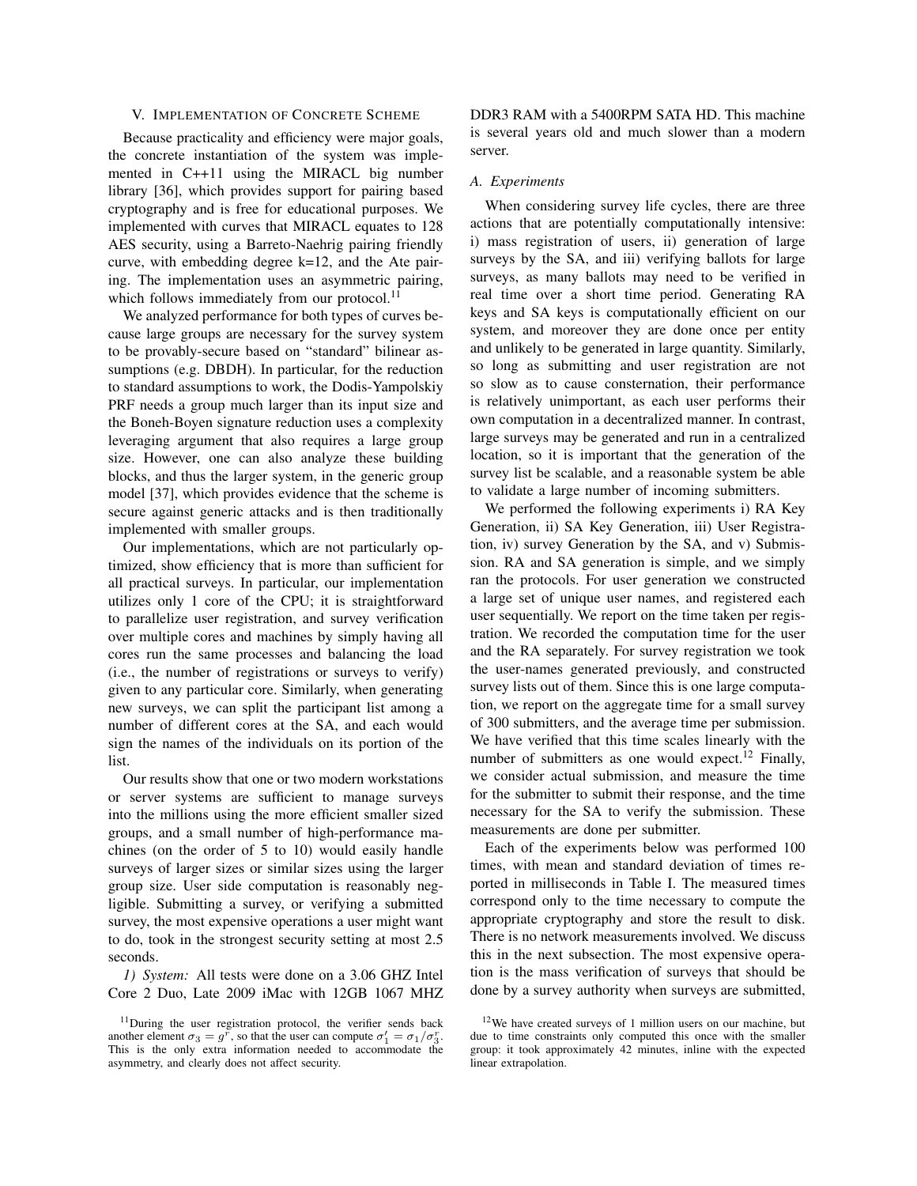## V. Implementation of Concrete Scheme

Because practicality and efficiency were major goals, the concrete instantiation of the system was implemented in C++11 using the MIRACL big number library [36], which provides support for pairing based cryptography and is free for educational purposes. We implemented with curves that MIRACL equates to 128 AES security, using a Barreto-Naehrig pairing friendly curve, with embedding degree k=12, and the Ate pairing. The implementation uses an asymmetric pairing, which follows immediately from our protocol.[11]

We analyzed performance for both types of curves because large groups are necessary for the survey system to be provably-secure based on "standard" bilinear assumptions (e.g. DBDH). In particular, for the reduction to standard assumptions to work, the Dodis-Yampolskiy PRF needs a group much larger than its input size and the Boneh-Boyen signature reduction uses a complexity leveraging argument that also requires a large group size. However, one can also analyze these building blocks, and thus the larger system, in the generic group model [37], which provides evidence that the scheme is secure against generic attacks and is then traditionally implemented with smaller groups.

Our implementations, which are not particularly optimized, show efficiency that is more than sufficient for all practical surveys. In particular, our implementation utilizes only 1 core of the CPU; it is straightforward to parallelize user registration, and survey verification over multiple cores and machines by simply having all cores run the same processes and balancing the load (i.e., the number of registrations or surveys to verify) given to any particular core. Similarly, when generating new surveys, we can split the participant list among a number of different cores at the SA, and each would sign the names of the individuals on its portion of the list.

Our results show that one or two modern workstations or server systems are sufficient to manage surveys into the millions using the more efficient smaller sized groups, and a small number of high-performance machines (on the order of 5 to 10) would easily handle surveys of larger sizes or similar sizes using the larger group size. User side computation is reasonably negligible. Submitting a survey, or verifying a submitted survey, the most expensive operations a user might want to do, took in the strongest security setting at most 2.5 seconds.

*1) System:* All tests were done on a 3.06 GHZ Intel Core 2 Duo, Late 2009 iMac with 12GB 1067 MHZ DDR3 RAM with a 5400RPM SATA HD. This machine is several years old and much slower than a modern server.

### A. Experiments

When considering survey life cycles, there are three actions that are potentially computationally intensive: i) mass registration of users, ii) generation of large surveys by the SA, and iii) verifying ballots for large surveys, as many ballots may need to be verified in real time over a short time period. Generating RA keys and SA keys is computationally efficient on our system, and moreover they are done once per entity and unlikely to be generated in large quantity. Similarly, so long as submitting and user registration are not so slow as to cause consternation, their performance is relatively unimportant, as each user performs their own computation in a decentralized manner. In contrast, large surveys may be generated and run in a centralized location, so it is important that the generation of the survey list be scalable, and a reasonable system be able to validate a large number of incoming submitters.

We performed the following experiments i) RA Key Generation, ii) SA Key Generation, iii) User Registration, iv) survey Generation by the SA, and v) Submission. RA and SA generation is simple, and we simply ran the protocols. For user generation we constructed a large set of unique user names, and registered each user sequentially. We report on the time taken per registration. We recorded the computation time for the user and the RA separately. For survey registration we took the user-names generated previously, and constructed survey lists out of them. Since this is one large computation, we report on the aggregate time for a small survey of 300 submitters, and the average time per submission. We have verified that this time scales linearly with the number of submitters as one would expect.[12] Finally, we consider actual submission, and measure the time for the submitter to submit their response, and the time necessary for the SA to verify the submission. These measurements are done per submitter.

Each of the experiments below was performed 100 times, with mean and standard deviation of times reported in milliseconds in Table I. The measured times correspond only to the time necessary to compute the appropriate cryptography and store the result to disk. There is no network measurements involved. We discuss this in the next subsection. The most expensive operation is the mass verification of surveys that should be done by a survey authority when surveys are submitted,

[11] During the user registration protocol, the verifier sends back another element $\sigma_3 = g^r$, so that the user can compute $\sigma_1' = \sigma_1/\sigma_3^r$. This is the only extra information needed to accommodate the asymmetry, and clearly does not affect security.

[12] We have created surveys of 1 million users on our machine, but due to time constraints only computed this once with the smaller group: it took approximately 42 minutes, inline with the expected linear extrapolation.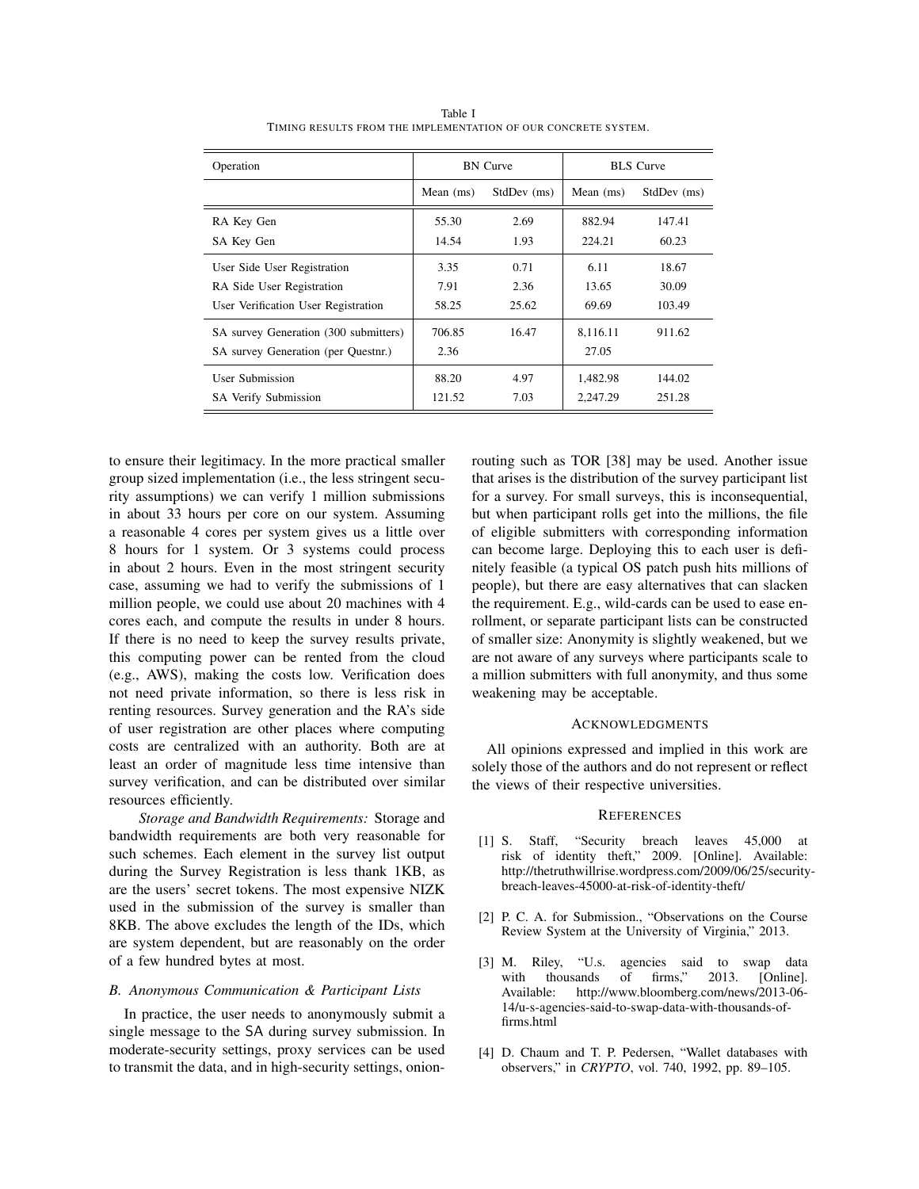Table I
TIMING RESULTS FROM THE IMPLEMENTATION OF OUR CONCRETE SYSTEM.

| Operation | BN Curve | | BLS Curve | |
|---|---|---|---|---|
| | Mean (ms) | StdDev (ms) | Mean (ms) | StdDev (ms) |
| RA Key Gen | 55.30 | 2.69 | 882.94 | 147.41 |
| SA Key Gen | 14.54 | 1.93 | 224.21 | 60.23 |
| User Side User Registration | 3.35 | 0.71 | 6.11 | 18.67 |
| RA Side User Registration | 7.91 | 2.36 | 13.65 | 30.09 |
| User Verification User Registration | 58.25 | 25.62 | 69.69 | 103.49 |
| SA survey Generation (300 submitters) | 706.85 | 16.47 | 8,116.11 | 911.62 |
| SA survey Generation (per Questnr.) | 2.36 | | 27.05 | |
| User Submission | 88.20 | 4.97 | 1,482.98 | 144.02 |
| SA Verify Submission | 121.52 | 7.03 | 2,247.29 | 251.28 |

to ensure their legitimacy. In the more practical smaller group sized implementation (i.e., the less stringent security assumptions) we can verify 1 million submissions in about 33 hours per core on our system. Assuming a reasonable 4 cores per system gives us a little over 8 hours for 1 system. Or 3 systems could process in about 2 hours. Even in the most stringent security case, assuming we had to verify the submissions of 1 million people, we could use about 20 machines with 4 cores each, and compute the results in under 8 hours. If there is no need to keep the survey results private, this computing power can be rented from the cloud (e.g., AWS), making the costs low. Verification does not need private information, so there is less risk in renting resources. Survey generation and the RA's side of user registration are other places where computing costs are centralized with an authority. Both are at least an order of magnitude less time intensive than survey verification, and can be distributed over similar resources efficiently.

*Storage and Bandwidth Requirements:* Storage and bandwidth requirements are both very reasonable for such schemes. Each element in the survey list output during the Survey Registration is less thank 1KB, as are the users' secret tokens. The most expensive NIZK used in the submission of the survey is smaller than 8KB. The above excludes the length of the IDs, which are system dependent, but are reasonably on the order of a few hundred bytes at most.

### B. Anonymous Communication & Participant Lists

In practice, the user needs to anonymously submit a single message to the SA during survey submission. In moderate-security settings, proxy services can be used to transmit the data, and in high-security settings, onion-routing such as TOR [38] may be used. Another issue that arises is the distribution of the survey participant list for a survey. For small surveys, this is inconsequential, but when participant rolls get into the millions, the file of eligible submitters with corresponding information can become large. Deploying this to each user is definitely feasible (a typical OS patch push hits millions of people), but there are easy alternatives that can slacken the requirement. E.g., wild-cards can be used to ease enrollment, or separate participant lists can be constructed of smaller size: Anonymity is slightly weakened, but we are not aware of any surveys where participants scale to a million submitters with full anonymity, and thus some weakening may be acceptable.

## ACKNOWLEDGMENTS

All opinions expressed and implied in this work are solely those of the authors and do not represent or reflect the views of their respective universities.

## REFERENCES

[1] S. Staff, "Security breach leaves 45,000 at risk of identity theft," 2009. [Online]. Available: http://thetruthwillrise.wordpress.com/2009/06/25/security-breach-leaves-45000-at-risk-of-identity-theft/

[2] P. C. A. for Submission., "Observations on the Course Review System at the University of Virginia," 2013.

[3] M. Riley, "U.s. agencies said to swap data with thousands of firms," 2013. [Online]. Available: http://www.bloomberg.com/news/2013-06-14/u-s-agencies-said-to-swap-data-with-thousands-of-firms.html

[4] D. Chaum and T. P. Pedersen, "Wallet databases with observers," in *CRYPTO*, vol. 740, 1992, pp. 89–105.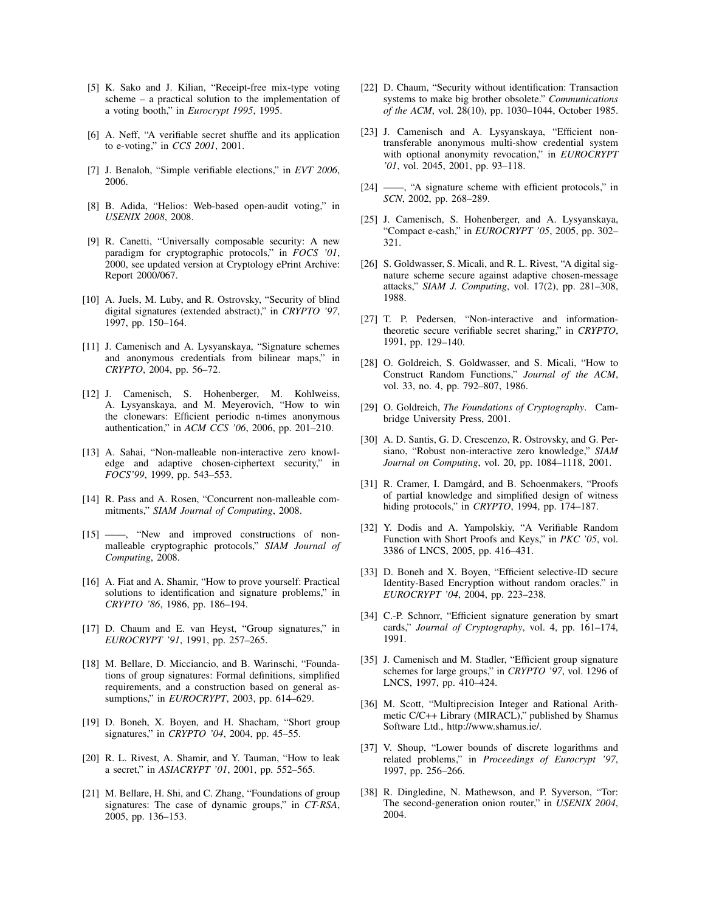[5] K. Sako and J. Kilian, "Receipt-free mix-type voting scheme – a practical solution to the implementation of a voting booth," in *Eurocrypt 1995*, 1995.

[6] A. Neff, "A verifiable secret shuffle and its application to e-voting," in *CCS 2001*, 2001.

[7] J. Benaloh, "Simple verifiable elections," in *EVT 2006*, 2006.

[8] B. Adida, "Helios: Web-based open-audit voting," in *USENIX 2008*, 2008.

[9] R. Canetti, "Universally composable security: A new paradigm for cryptographic protocols," in *FOCS '01*, 2000, see updated version at Cryptology ePrint Archive: Report 2000/067.

[10] A. Juels, M. Luby, and R. Ostrovsky, "Security of blind digital signatures (extended abstract)," in *CRYPTO '97*, 1997, pp. 150–164.

[11] J. Camenisch and A. Lysyanskaya, "Signature schemes and anonymous credentials from bilinear maps," in *CRYPTO*, 2004, pp. 56–72.

[12] J. Camenisch, S. Hohenberger, M. Kohlweiss, A. Lysyanskaya, and M. Meyerovich, "How to win the clonewars: Efficient periodic n-times anonymous authentication," in *ACM CCS '06*, 2006, pp. 201–210.

[13] A. Sahai, "Non-malleable non-interactive zero knowledge and adaptive chosen-ciphertext security," in *FOCS'99*, 1999, pp. 543–553.

[14] R. Pass and A. Rosen, "Concurrent non-malleable commitments," *SIAM Journal of Computing*, 2008.

[15] ——, "New and improved constructions of non-malleable cryptographic protocols," *SIAM Journal of Computing*, 2008.

[16] A. Fiat and A. Shamir, "How to prove yourself: Practical solutions to identification and signature problems," in *CRYPTO '86*, 1986, pp. 186–194.

[17] D. Chaum and E. van Heyst, "Group signatures," in *EUROCRYPT '91*, 1991, pp. 257–265.

[18] M. Bellare, D. Micciancio, and B. Warinschi, "Foundations of group signatures: Formal definitions, simplified requirements, and a construction based on general assumptions," in *EUROCRYPT*, 2003, pp. 614–629.

[19] D. Boneh, X. Boyen, and H. Shacham, "Short group signatures," in *CRYPTO '04*, 2004, pp. 45–55.

[20] R. L. Rivest, A. Shamir, and Y. Tauman, "How to leak a secret," in *ASIACRYPT '01*, 2001, pp. 552–565.

[21] M. Bellare, H. Shi, and C. Zhang, "Foundations of group signatures: The case of dynamic groups," in *CT-RSA*, 2005, pp. 136–153.

[22] D. Chaum, "Security without identification: Transaction systems to make big brother obsolete." *Communications of the ACM*, vol. 28(10), pp. 1030–1044, October 1985.

[23] J. Camenisch and A. Lysyanskaya, "Efficient non-transferable anonymous multi-show credential system with optional anonymity revocation," in *EUROCRYPT '01*, vol. 2045, 2001, pp. 93–118.

[24] ——, "A signature scheme with efficient protocols," in *SCN*, 2002, pp. 268–289.

[25] J. Camenisch, S. Hohenberger, and A. Lysyanskaya, "Compact e-cash," in *EUROCRYPT '05*, 2005, pp. 302–321.

[26] S. Goldwasser, S. Micali, and R. L. Rivest, "A digital signature scheme secure against adaptive chosen-message attacks," *SIAM J. Computing*, vol. 17(2), pp. 281–308, 1988.

[27] T. P. Pedersen, "Non-interactive and information-theoretic secure verifiable secret sharing," in *CRYPTO*, 1991, pp. 129–140.

[28] O. Goldreich, S. Goldwasser, and S. Micali, "How to Construct Random Functions," *Journal of the ACM*, vol. 33, no. 4, pp. 792–807, 1986.

[29] O. Goldreich, *The Foundations of Cryptography*. Cambridge University Press, 2001.

[30] A. D. Santis, G. D. Crescenzo, R. Ostrovsky, and G. Persiano, "Robust non-interactive zero knowledge," *SIAM Journal on Computing*, vol. 20, pp. 1084–1118, 2001.

[31] R. Cramer, I. Damgård, and B. Schoenmakers, "Proofs of partial knowledge and simplified design of witness hiding protocols," in *CRYPTO*, 1994, pp. 174–187.

[32] Y. Dodis and A. Yampolskiy, "A Verifiable Random Function with Short Proofs and Keys," in *PKC '05*, vol. 3386 of LNCS, 2005, pp. 416–431.

[33] D. Boneh and X. Boyen, "Efficient selective-ID secure Identity-Based Encryption without random oracles." in *EUROCRYPT '04*, 2004, pp. 223–238.

[34] C.-P. Schnorr, "Efficient signature generation by smart cards," *Journal of Cryptography*, vol. 4, pp. 161–174, 1991.

[35] J. Camenisch and M. Stadler, "Efficient group signature schemes for large groups," in *CRYPTO '97*, vol. 1296 of LNCS, 1997, pp. 410–424.

[36] M. Scott, "Multiprecision Integer and Rational Arithmetic C/C++ Library (MIRACL)," published by Shamus Software Ltd., http://www.shamus.ie/.

[37] V. Shoup, "Lower bounds of discrete logarithms and related problems," in *Proceedings of Eurocrypt '97*, 1997, pp. 256–266.

[38] R. Dingledine, N. Mathewson, and P. Syverson, "Tor: The second-generation onion router," in *USENIX 2004*, 2004.